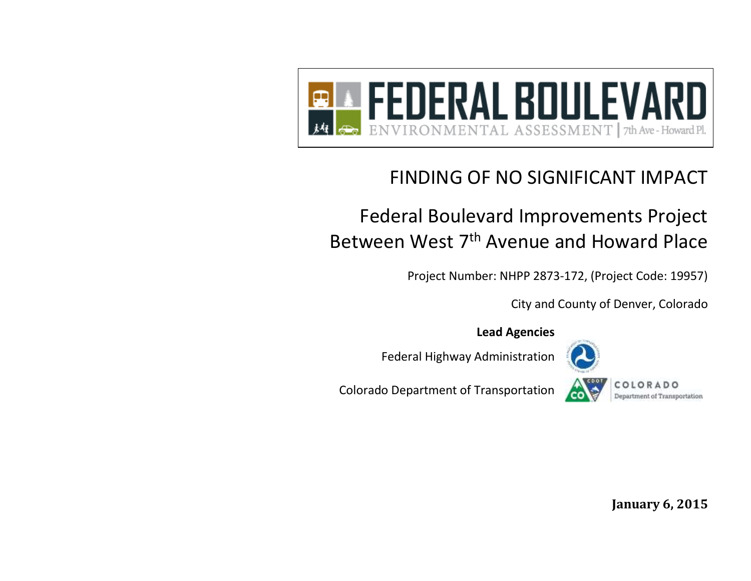# FEDERAL BOULEVARD

ENVIRONMENTAL ASSESSMENT | 7th Ave - Howard Pl.

# FINDING OF NO SIGNIFICANT IMPACT

## Federal Boulevard Improvements Project Between West 7th Avenue and Howard Place

Project Number: NHPP 2873-172, (Project Code: 19957)

City and County of Denver, Colorado

**Lead Agencies**

Federal Highway Administration

Colorado Department of Transportation

**January 6, 2015**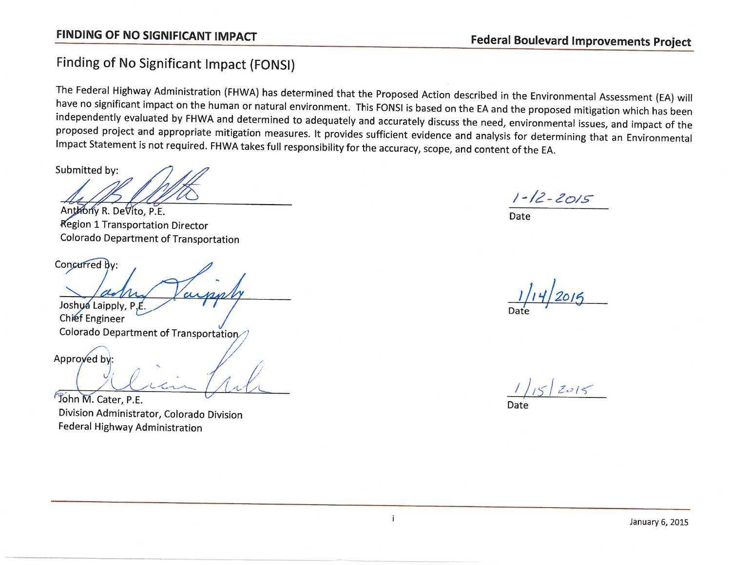# Finding of No Significant Impact (FONSI)

The Federal Highway Administration (FHWA) has determined that the Proposed Action described in the Environmental Assessment (EA) will have no significant impact on the human or natural environment. This FONSI is based on the EA and the proposed mitigation which has been independently evaluated by FHWA and determined to adequately and accurately discuss the need, environmental issues, and impact of the proposed project and appropriate mitigation measures. It provides sufficient evidence and analysis for determining that an Environmental Impact Statement is not required. FHWA takes full responsibility for the accuracy, scope, and content of the EA.

Submitted by:

Anthony R. DeVito, P.E.
Region 1 Transportation Director
Colorado Department of Transportation

Date: 1-12-2015

Concurred by:

Joshua Laipply, P.E.
Chief Engineer
Colorado Department of Transportation

Date: 1/14/2015

Approved by:

For John M. Cater, P.E.
Division Administrator, Colorado Division
Federal Highway Administration

Date: 1/15/2015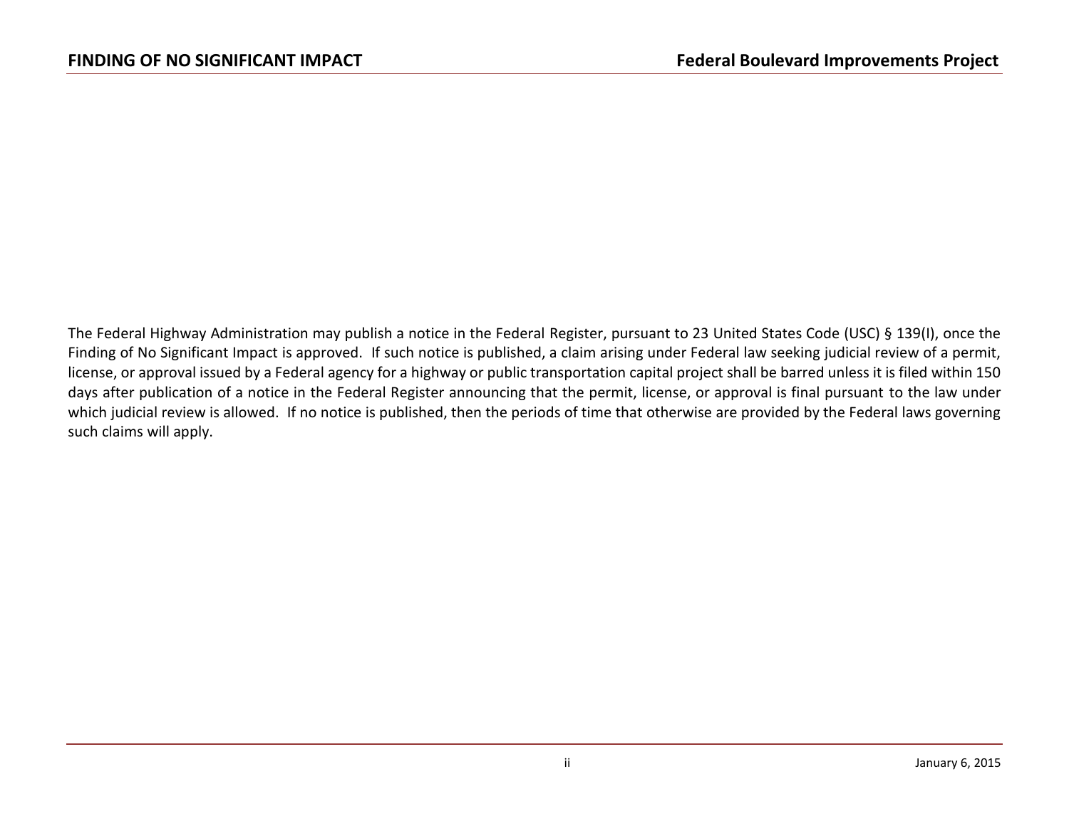The Federal Highway Administration may publish a notice in the Federal Register, pursuant to 23 United States Code (USC) § 139(I), once the Finding of No Significant Impact is approved. If such notice is published, a claim arising under Federal law seeking judicial review of a permit, license, or approval issued by a Federal agency for a highway or public transportation capital project shall be barred unless it is filed within 150 days after publication of a notice in the Federal Register announcing that the permit, license, or approval is final pursuant to the law under which judicial review is allowed. If no notice is published, then the periods of time that otherwise are provided by the Federal laws governing such claims will apply.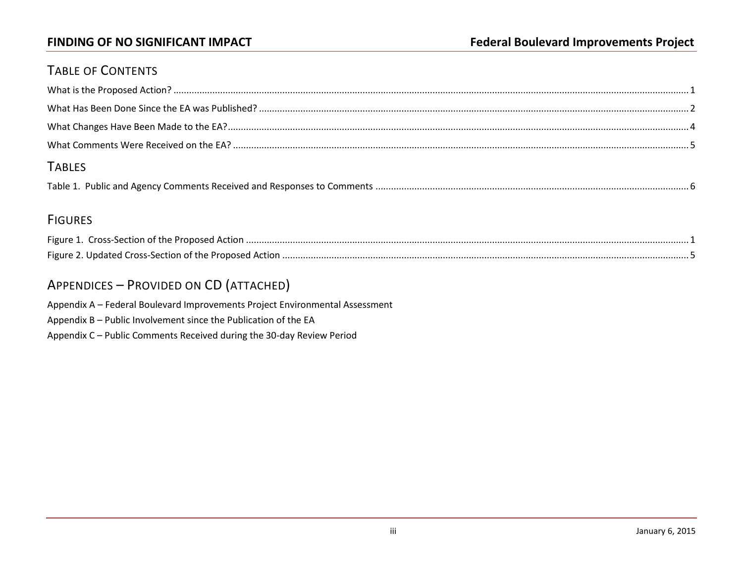## Table of Contents

What is the Proposed Action? ..... 1

What Has Been Done Since the EA was Published? ..... 2

What Changes Have Been Made to the EA? ..... 4

What Comments Were Received on the EA? ..... 5

## Tables

Table 1. Public and Agency Comments Received and Responses to Comments ..... 6

## Figures

Figure 1. Cross-Section of the Proposed Action ..... 1

Figure 2. Updated Cross-Section of the Proposed Action ..... 5

## Appendices – Provided on CD (attached)

Appendix A – Federal Boulevard Improvements Project Environmental Assessment

Appendix B – Public Involvement since the Publication of the EA

Appendix C – Public Comments Received during the 30-day Review Period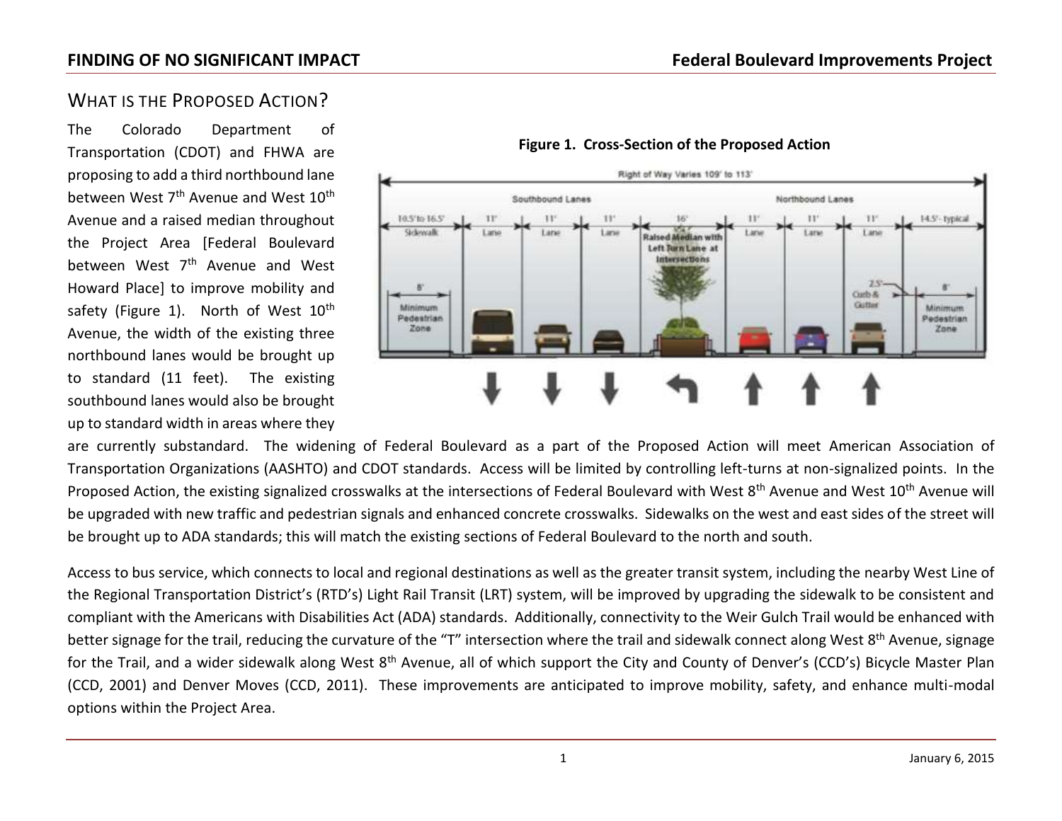## WHAT IS THE PROPOSED ACTION?

The Colorado Department of Transportation (CDOT) and FHWA are proposing to add a third northbound lane between West 7th Avenue and West 10th Avenue and a raised median throughout the Project Area [Federal Boulevard between West 7th Avenue and West Howard Place] to improve mobility and safety (Figure 1). North of West 10th Avenue, the width of the existing three northbound lanes would be brought up to standard (11 feet). The existing southbound lanes would also be brought up to standard width in areas where they are currently substandard. The widening of Federal Boulevard as a part of the Proposed Action will meet American Association of Transportation Organizations (AASHTO) and CDOT standards. Access will be limited by controlling left-turns at non-signalized points. In the Proposed Action, the existing signalized crosswalks at the intersections of Federal Boulevard with West 8th Avenue and West 10th Avenue will be upgraded with new traffic and pedestrian signals and enhanced concrete crosswalks. Sidewalks on the west and east sides of the street will be brought up to ADA standards; this will match the existing sections of Federal Boulevard to the north and south.

**Figure 1. Cross-Section of the Proposed Action**

Access to bus service, which connects to local and regional destinations as well as the greater transit system, including the nearby West Line of the Regional Transportation District's (RTD's) Light Rail Transit (LRT) system, will be improved by upgrading the sidewalk to be consistent and compliant with the Americans with Disabilities Act (ADA) standards. Additionally, connectivity to the Weir Gulch Trail would be enhanced with better signage for the trail, reducing the curvature of the "T" intersection where the trail and sidewalk connect along West 8th Avenue, signage for the Trail, and a wider sidewalk along West 8th Avenue, all of which support the City and County of Denver's (CCD's) Bicycle Master Plan (CCD, 2001) and Denver Moves (CCD, 2011). These improvements are anticipated to improve mobility, safety, and enhance multi-modal options within the Project Area.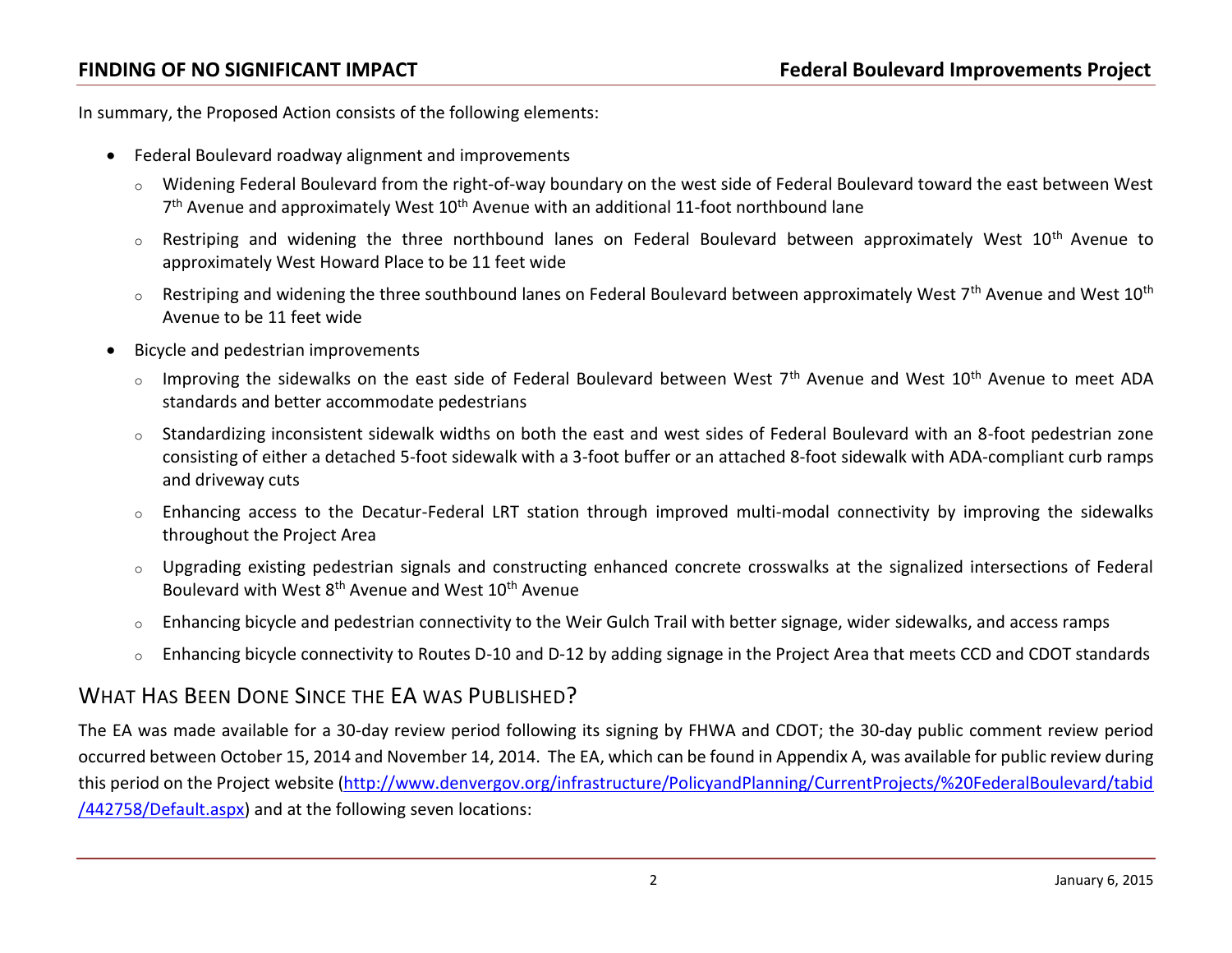In summary, the Proposed Action consists of the following elements:

- Federal Boulevard roadway alignment and improvements
  - Widening Federal Boulevard from the right-of-way boundary on the west side of Federal Boulevard toward the east between West 7th Avenue and approximately West 10th Avenue with an additional 11-foot northbound lane
  - Restriping and widening the three northbound lanes on Federal Boulevard between approximately West 10th Avenue to approximately West Howard Place to be 11 feet wide
  - Restriping and widening the three southbound lanes on Federal Boulevard between approximately West 7th Avenue and West 10th Avenue to be 11 feet wide
- Bicycle and pedestrian improvements
  - Improving the sidewalks on the east side of Federal Boulevard between West 7th Avenue and West 10th Avenue to meet ADA standards and better accommodate pedestrians
  - Standardizing inconsistent sidewalk widths on both the east and west sides of Federal Boulevard with an 8-foot pedestrian zone consisting of either a detached 5-foot sidewalk with a 3-foot buffer or an attached 8-foot sidewalk with ADA-compliant curb ramps and driveway cuts
  - Enhancing access to the Decatur-Federal LRT station through improved multi-modal connectivity by improving the sidewalks throughout the Project Area
  - Upgrading existing pedestrian signals and constructing enhanced concrete crosswalks at the signalized intersections of Federal Boulevard with West 8th Avenue and West 10th Avenue
  - Enhancing bicycle and pedestrian connectivity to the Weir Gulch Trail with better signage, wider sidewalks, and access ramps
  - Enhancing bicycle connectivity to Routes D-10 and D-12 by adding signage in the Project Area that meets CCD and CDOT standards

## What Has Been Done Since the EA was Published?

The EA was made available for a 30-day review period following its signing by FHWA and CDOT; the 30-day public comment review period occurred between October 15, 2014 and November 14, 2014. The EA, which can be found in Appendix A, was available for public review during this period on the Project website (http://www.denvergov.org/infrastructure/PolicyandPlanning/CurrentProjects/%20FederalBoulevard/tabid/442758/Default.aspx) and at the following seven locations: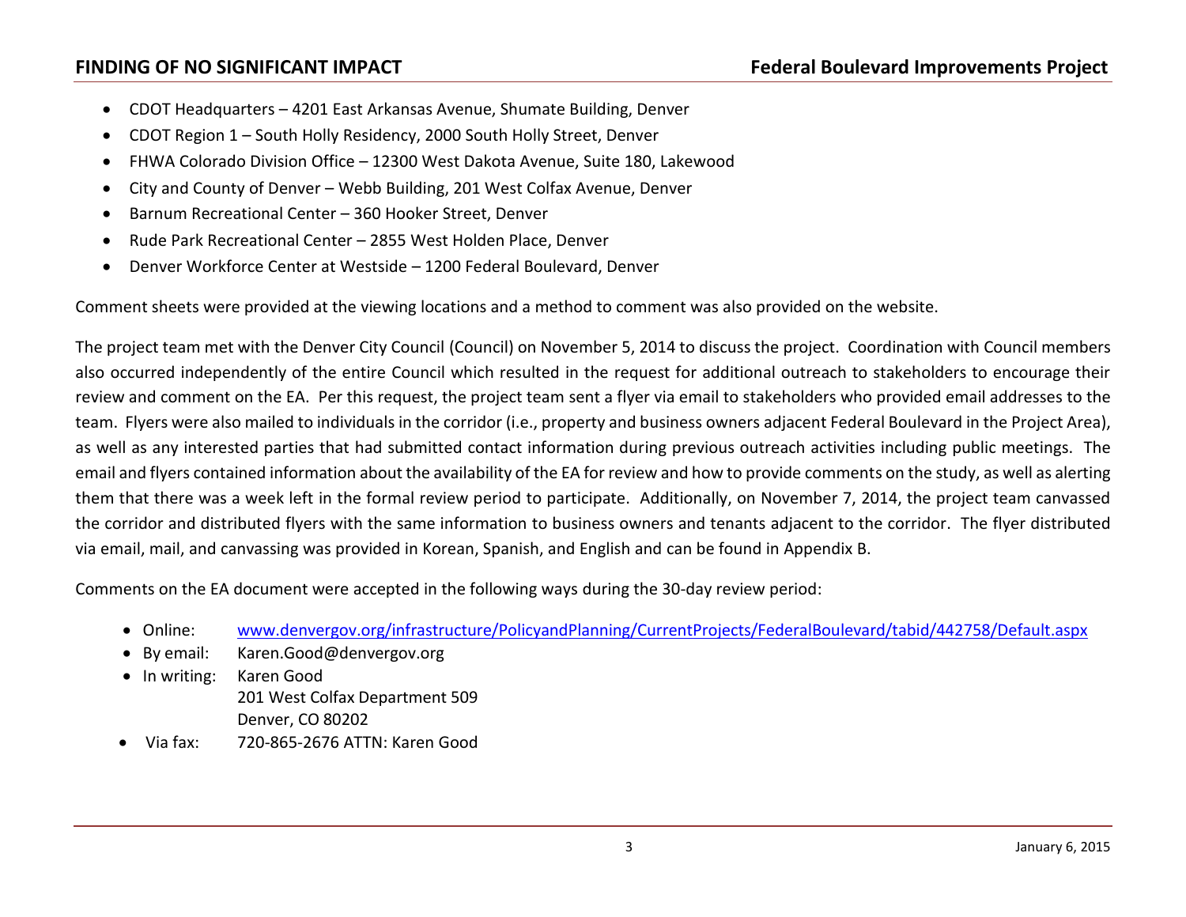- CDOT Headquarters – 4201 East Arkansas Avenue, Shumate Building, Denver
- CDOT Region 1 – South Holly Residency, 2000 South Holly Street, Denver
- FHWA Colorado Division Office – 12300 West Dakota Avenue, Suite 180, Lakewood
- City and County of Denver – Webb Building, 201 West Colfax Avenue, Denver
- Barnum Recreational Center – 360 Hooker Street, Denver
- Rude Park Recreational Center – 2855 West Holden Place, Denver
- Denver Workforce Center at Westside – 1200 Federal Boulevard, Denver

Comment sheets were provided at the viewing locations and a method to comment was also provided on the website.

The project team met with the Denver City Council (Council) on November 5, 2014 to discuss the project. Coordination with Council members also occurred independently of the entire Council which resulted in the request for additional outreach to stakeholders to encourage their review and comment on the EA. Per this request, the project team sent a flyer via email to stakeholders who provided email addresses to the team. Flyers were also mailed to individuals in the corridor (i.e., property and business owners adjacent Federal Boulevard in the Project Area), as well as any interested parties that had submitted contact information during previous outreach activities including public meetings. The email and flyers contained information about the availability of the EA for review and how to provide comments on the study, as well as alerting them that there was a week left in the formal review period to participate. Additionally, on November 7, 2014, the project team canvassed the corridor and distributed flyers with the same information to business owners and tenants adjacent to the corridor. The flyer distributed via email, mail, and canvassing was provided in Korean, Spanish, and English and can be found in Appendix B.

Comments on the EA document were accepted in the following ways during the 30-day review period:

- Online: www.denvergov.org/infrastructure/PolicyandPlanning/CurrentProjects/FederalBoulevard/tabid/442758/Default.aspx
- By email: Karen.Good@denvergov.org
- In writing: Karen Good
  201 West Colfax Department 509
  Denver, CO 80202
- Via fax: 720-865-2676 ATTN: Karen Good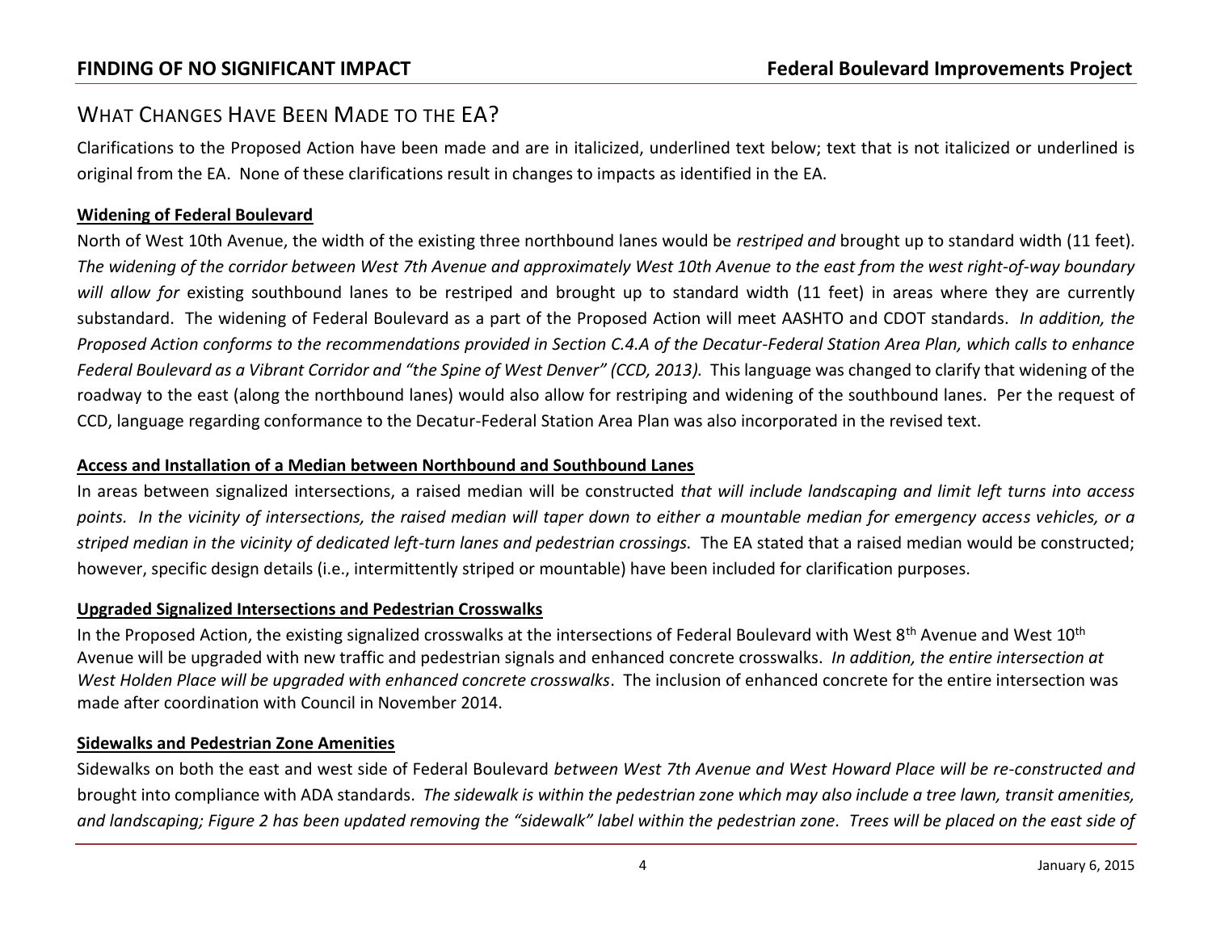## What Changes Have Been Made to the EA?

Clarifications to the Proposed Action have been made and are in italicized, underlined text below; text that is not italicized or underlined is original from the EA. None of these clarifications result in changes to impacts as identified in the EA.

**Widening of Federal Boulevard**

North of West 10th Avenue, the width of the existing three northbound lanes would be *restriped and* brought up to standard width (11 feet). *The widening of the corridor between West 7th Avenue and approximately West 10th Avenue to the east from the west right-of-way boundary will allow for* existing southbound lanes to be restriped and brought up to standard width (11 feet) in areas where they are currently substandard. The widening of Federal Boulevard as a part of the Proposed Action will meet AASHTO and CDOT standards. *In addition, the Proposed Action conforms to the recommendations provided in Section C.4.A of the Decatur-Federal Station Area Plan, which calls to enhance Federal Boulevard as a Vibrant Corridor and "the Spine of West Denver" (CCD, 2013).* This language was changed to clarify that widening of the roadway to the east (along the northbound lanes) would also allow for restriping and widening of the southbound lanes. Per the request of CCD, language regarding conformance to the Decatur-Federal Station Area Plan was also incorporated in the revised text.

**Access and Installation of a Median between Northbound and Southbound Lanes**

In areas between signalized intersections, a raised median will be constructed *that will include landscaping and limit left turns into access points. In the vicinity of intersections, the raised median will taper down to either a mountable median for emergency access vehicles, or a striped median in the vicinity of dedicated left-turn lanes and pedestrian crossings.* The EA stated that a raised median would be constructed; however, specific design details (i.e., intermittently striped or mountable) have been included for clarification purposes.

**Upgraded Signalized Intersections and Pedestrian Crosswalks**

In the Proposed Action, the existing signalized crosswalks at the intersections of Federal Boulevard with West 8th Avenue and West 10th Avenue will be upgraded with new traffic and pedestrian signals and enhanced concrete crosswalks. *In addition, the entire intersection at West Holden Place will be upgraded with enhanced concrete crosswalks*. The inclusion of enhanced concrete for the entire intersection was made after coordination with Council in November 2014.

**Sidewalks and Pedestrian Zone Amenities**

Sidewalks on both the east and west side of Federal Boulevard *between West 7th Avenue and West Howard Place will be re-constructed and* brought into compliance with ADA standards. *The sidewalk is within the pedestrian zone which may also include a tree lawn, transit amenities, and landscaping; Figure 2 has been updated removing the "sidewalk" label within the pedestrian zone. Trees will be placed on the east side of*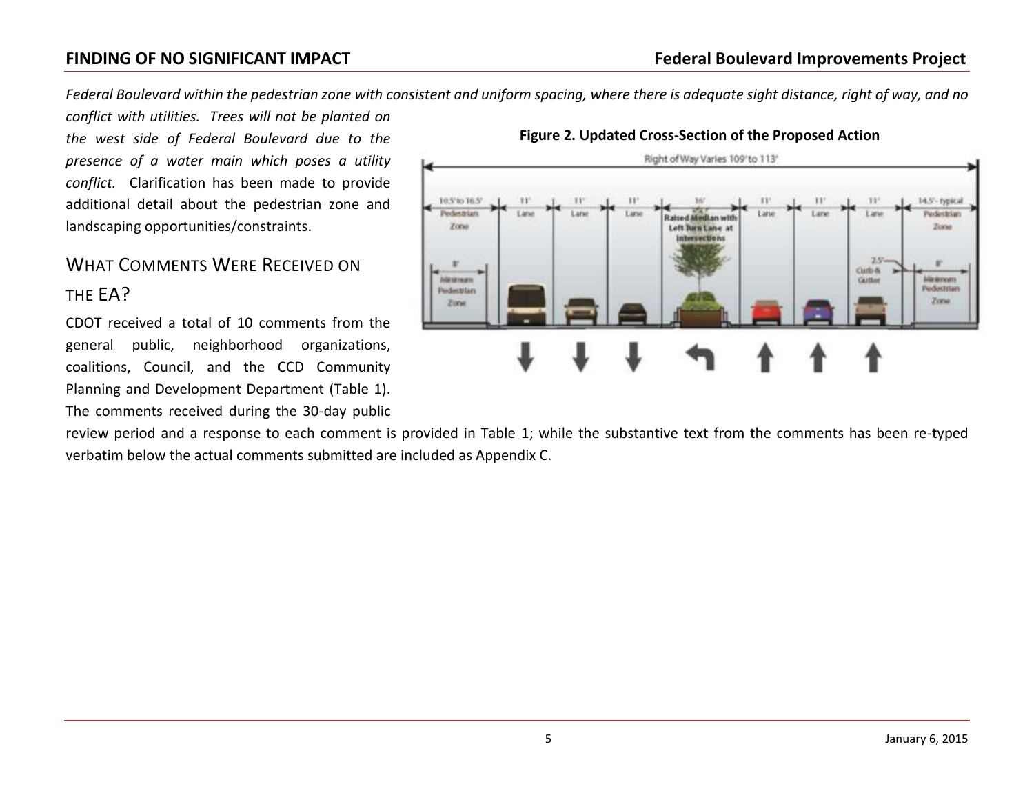*Federal Boulevard within the pedestrian zone with consistent and uniform spacing, where there is adequate sight distance, right of way, and no conflict with utilities. Trees will not be planted on the west side of Federal Boulevard due to the presence of a water main which poses a utility conflict.* Clarification has been made to provide additional detail about the pedestrian zone and landscaping opportunities/constraints.

**Figure 2. Updated Cross-Section of the Proposed Action**

## WHAT COMMENTS WERE RECEIVED ON THE EA?

CDOT received a total of 10 comments from the general public, neighborhood organizations, coalitions, Council, and the CCD Community Planning and Development Department (Table 1). The comments received during the 30-day public review period and a response to each comment is provided in Table 1; while the substantive text from the comments has been re-typed verbatim below the actual comments submitted are included as Appendix C.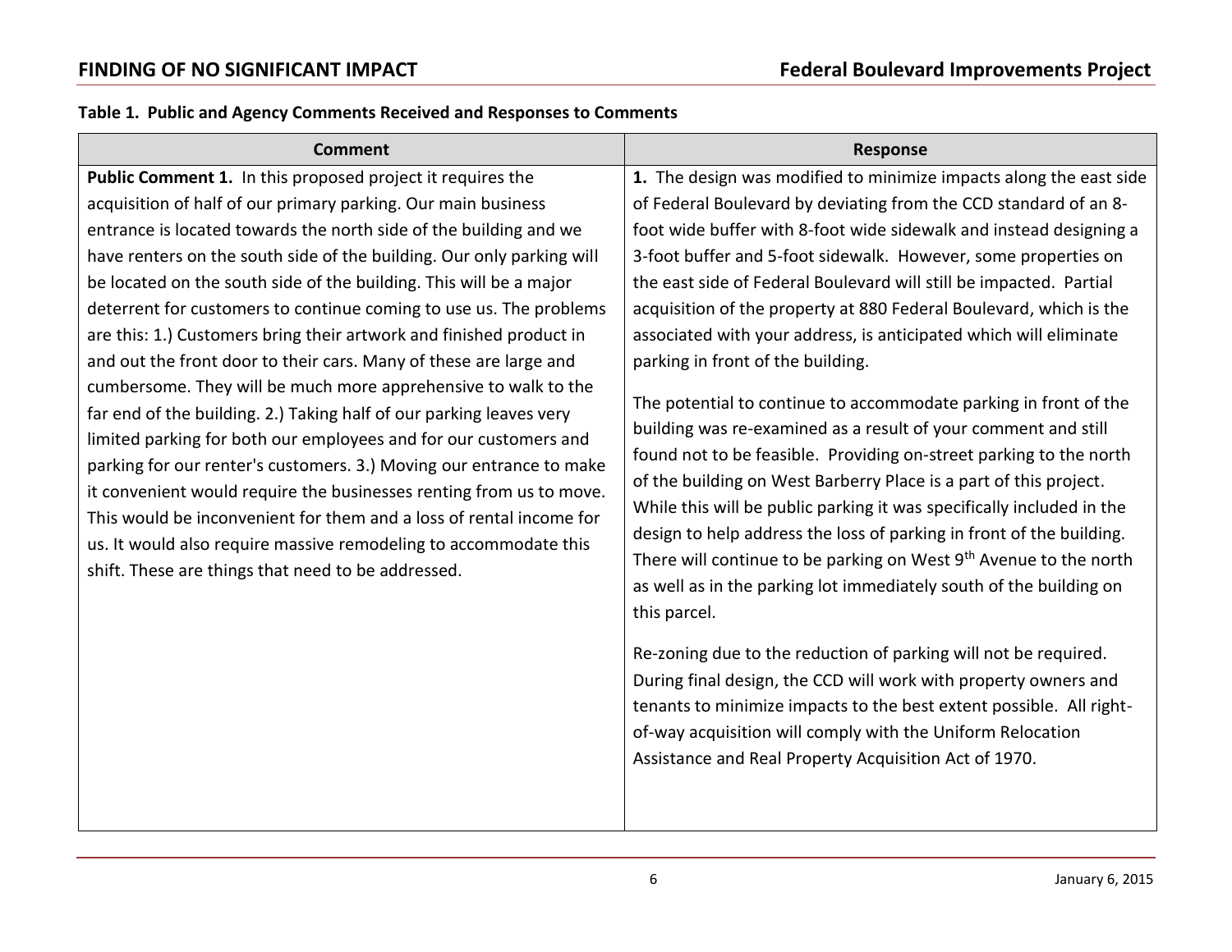**Table 1. Public and Agency Comments Received and Responses to Comments**

| Comment | Response |
|---|---|
| **Public Comment 1.** In this proposed project it requires the acquisition of half of our primary parking. Our main business entrance is located towards the north side of the building and we have renters on the south side of the building. Our only parking will be located on the south side of the building. This will be a major deterrent for customers to continue coming to use us. The problems are this: 1.) Customers bring their artwork and finished product in and out the front door to their cars. Many of these are large and cumbersome. They will be much more apprehensive to walk to the far end of the building. 2.) Taking half of our parking leaves very limited parking for both our employees and for our customers and parking for our renter's customers. 3.) Moving our entrance to make it convenient would require the businesses renting from us to move. This would be inconvenient for them and a loss of rental income for us. It would also require massive remodeling to accommodate this shift. These are things that need to be addressed. | **1.** The design was modified to minimize impacts along the east side of Federal Boulevard by deviating from the CCD standard of an 8-foot wide buffer with 8-foot wide sidewalk and instead designing a 3-foot buffer and 5-foot sidewalk. However, some properties on the east side of Federal Boulevard will still be impacted. Partial acquisition of the property at 880 Federal Boulevard, which is the associated with your address, is anticipated which will eliminate parking in front of the building.<br><br>The potential to continue to accommodate parking in front of the building was re-examined as a result of your comment and still found not to be feasible. Providing on-street parking to the north of the building on West Barberry Place is a part of this project. While this will be public parking it was specifically included in the design to help address the loss of parking in front of the building. There will continue to be parking on West 9th Avenue to the north as well as in the parking lot immediately south of the building on this parcel.<br><br>Re-zoning due to the reduction of parking will not be required. During final design, the CCD will work with property owners and tenants to minimize impacts to the best extent possible. All right-of-way acquisition will comply with the Uniform Relocation Assistance and Real Property Acquisition Act of 1970. |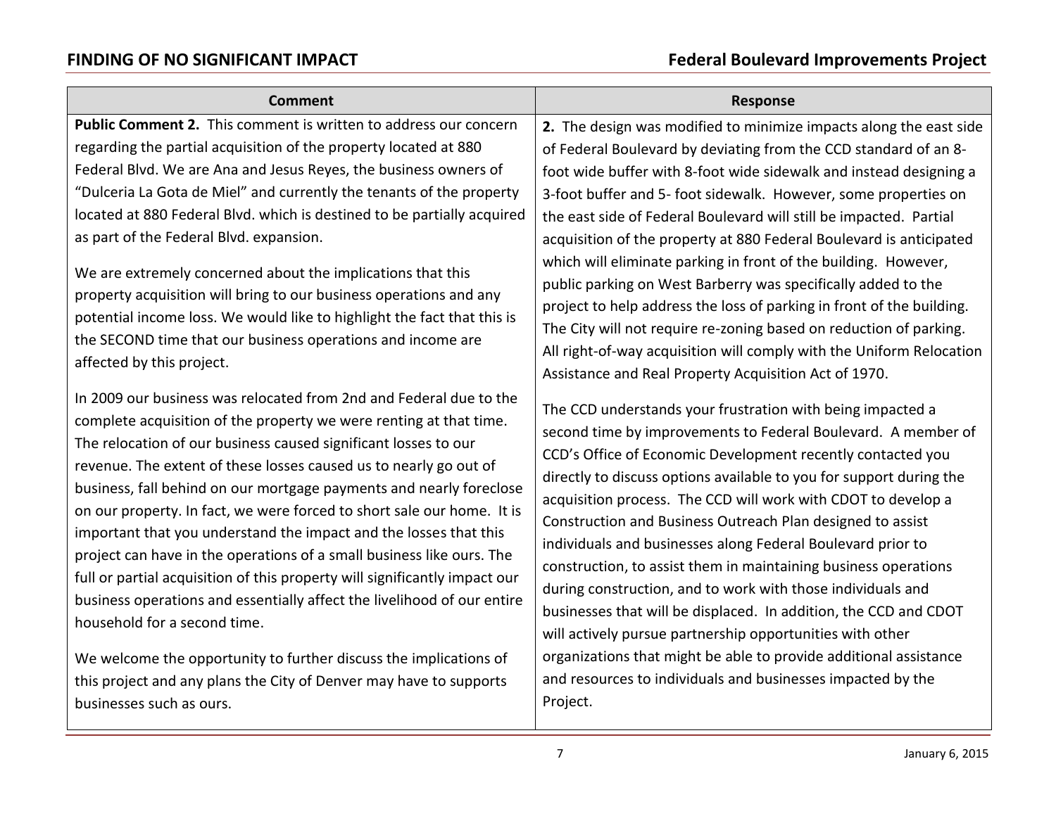| Comment | Response |
| --- | --- |
| **Public Comment 2.** This comment is written to address our concern regarding the partial acquisition of the property located at 880 Federal Blvd. We are Ana and Jesus Reyes, the business owners of "Dulceria La Gota de Miel" and currently the tenants of the property located at 880 Federal Blvd. which is destined to be partially acquired as part of the Federal Blvd. expansion.<br><br>We are extremely concerned about the implications that this property acquisition will bring to our business operations and any potential income loss. We would like to highlight the fact that this is the SECOND time that our business operations and income are affected by this project.<br><br>In 2009 our business was relocated from 2nd and Federal due to the complete acquisition of the property we were renting at that time. The relocation of our business caused significant losses to our revenue. The extent of these losses caused us to nearly go out of business, fall behind on our mortgage payments and nearly foreclose on our property. In fact, we were forced to short sale our home. It is important that you understand the impact and the losses that this project can have in the operations of a small business like ours. The full or partial acquisition of this property will significantly impact our business operations and essentially affect the livelihood of our entire household for a second time.<br><br>We welcome the opportunity to further discuss the implications of this project and any plans the City of Denver may have to supports businesses such as ours. | **2.** The design was modified to minimize impacts along the east side of Federal Boulevard by deviating from the CCD standard of an 8-foot wide buffer with 8-foot wide sidewalk and instead designing a 3-foot buffer and 5- foot sidewalk. However, some properties on the east side of Federal Boulevard will still be impacted. Partial acquisition of the property at 880 Federal Boulevard is anticipated which will eliminate parking in front of the building. However, public parking on West Barberry was specifically added to the project to help address the loss of parking in front of the building. The City will not require re-zoning based on reduction of parking. All right-of-way acquisition will comply with the Uniform Relocation Assistance and Real Property Acquisition Act of 1970.<br><br>The CCD understands your frustration with being impacted a second time by improvements to Federal Boulevard. A member of CCD's Office of Economic Development recently contacted you directly to discuss options available to you for support during the acquisition process. The CCD will work with CDOT to develop a Construction and Business Outreach Plan designed to assist individuals and businesses along Federal Boulevard prior to construction, to assist them in maintaining business operations during construction, and to work with those individuals and businesses that will be displaced. In addition, the CCD and CDOT will actively pursue partnership opportunities with other organizations that might be able to provide additional assistance and resources to individuals and businesses impacted by the Project. |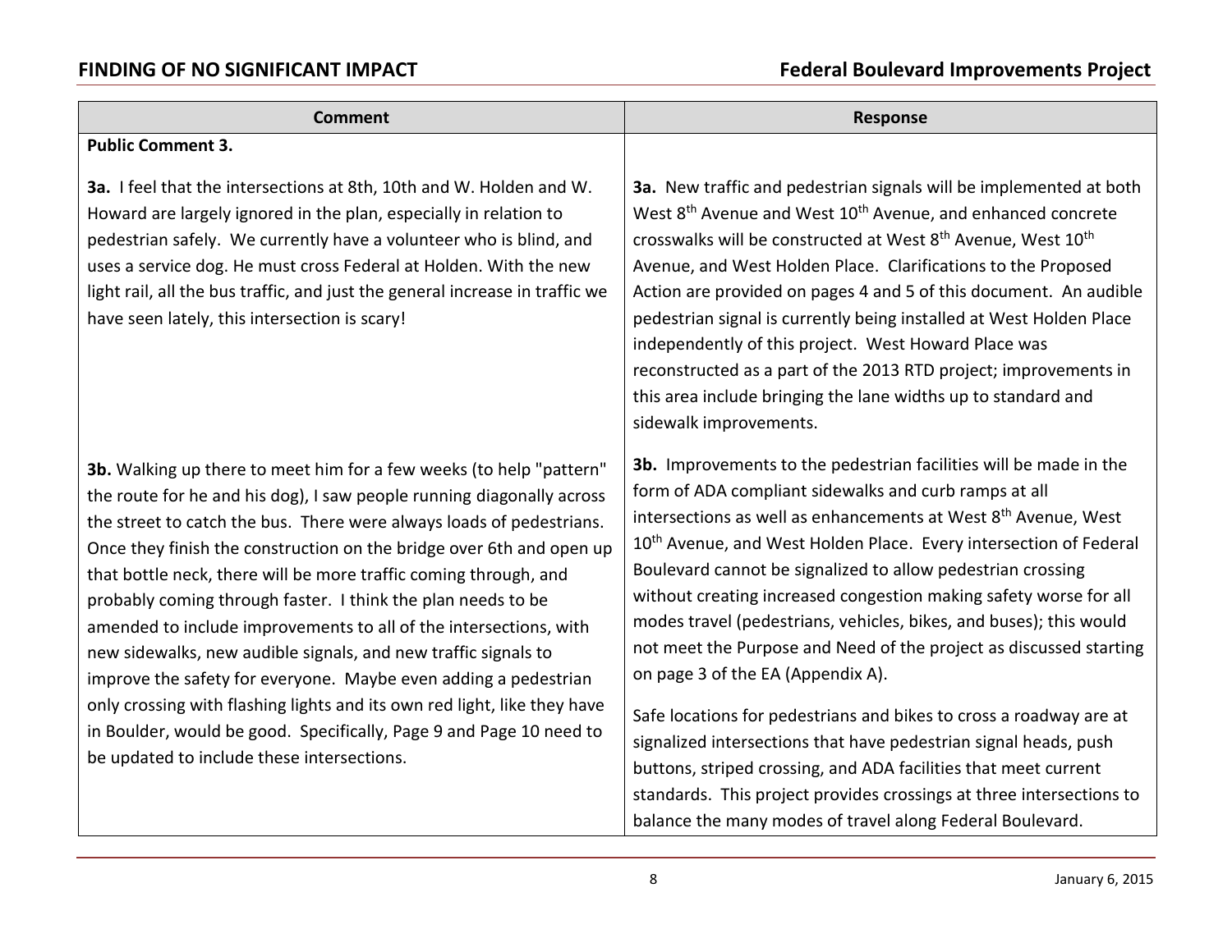| Comment | Response |
|---|---|
| **Public Comment 3.** | |
| **3a.** I feel that the intersections at 8th, 10th and W. Holden and W. Howard are largely ignored in the plan, especially in relation to pedestrian safely. We currently have a volunteer who is blind, and uses a service dog. He must cross Federal at Holden. With the new light rail, all the bus traffic, and just the general increase in traffic we have seen lately, this intersection is scary! | **3a.** New traffic and pedestrian signals will be implemented at both West 8th Avenue and West 10th Avenue, and enhanced concrete crosswalks will be constructed at West 8th Avenue, West 10th Avenue, and West Holden Place. Clarifications to the Proposed Action are provided on pages 4 and 5 of this document. An audible pedestrian signal is currently being installed at West Holden Place independently of this project. West Howard Place was reconstructed as a part of the 2013 RTD project; improvements in this area include bringing the lane widths up to standard and sidewalk improvements. |
| **3b.** Walking up there to meet him for a few weeks (to help "pattern" the route for he and his dog), I saw people running diagonally across the street to catch the bus. There were always loads of pedestrians. Once they finish the construction on the bridge over 6th and open up that bottle neck, there will be more traffic coming through, and probably coming through faster. I think the plan needs to be amended to include improvements to all of the intersections, with new sidewalks, new audible signals, and new traffic signals to improve the safety for everyone. Maybe even adding a pedestrian only crossing with flashing lights and its own red light, like they have in Boulder, would be good. Specifically, Page 9 and Page 10 need to be updated to include these intersections. | **3b.** Improvements to the pedestrian facilities will be made in the form of ADA compliant sidewalks and curb ramps at all intersections as well as enhancements at West 8th Avenue, West 10th Avenue, and West Holden Place. Every intersection of Federal Boulevard cannot be signalized to allow pedestrian crossing without creating increased congestion making safety worse for all modes travel (pedestrians, vehicles, bikes, and buses); this would not meet the Purpose and Need of the project as discussed starting on page 3 of the EA (Appendix A).<br><br>Safe locations for pedestrians and bikes to cross a roadway are at signalized intersections that have pedestrian signal heads, push buttons, striped crossing, and ADA facilities that meet current standards. This project provides crossings at three intersections to balance the many modes of travel along Federal Boulevard. |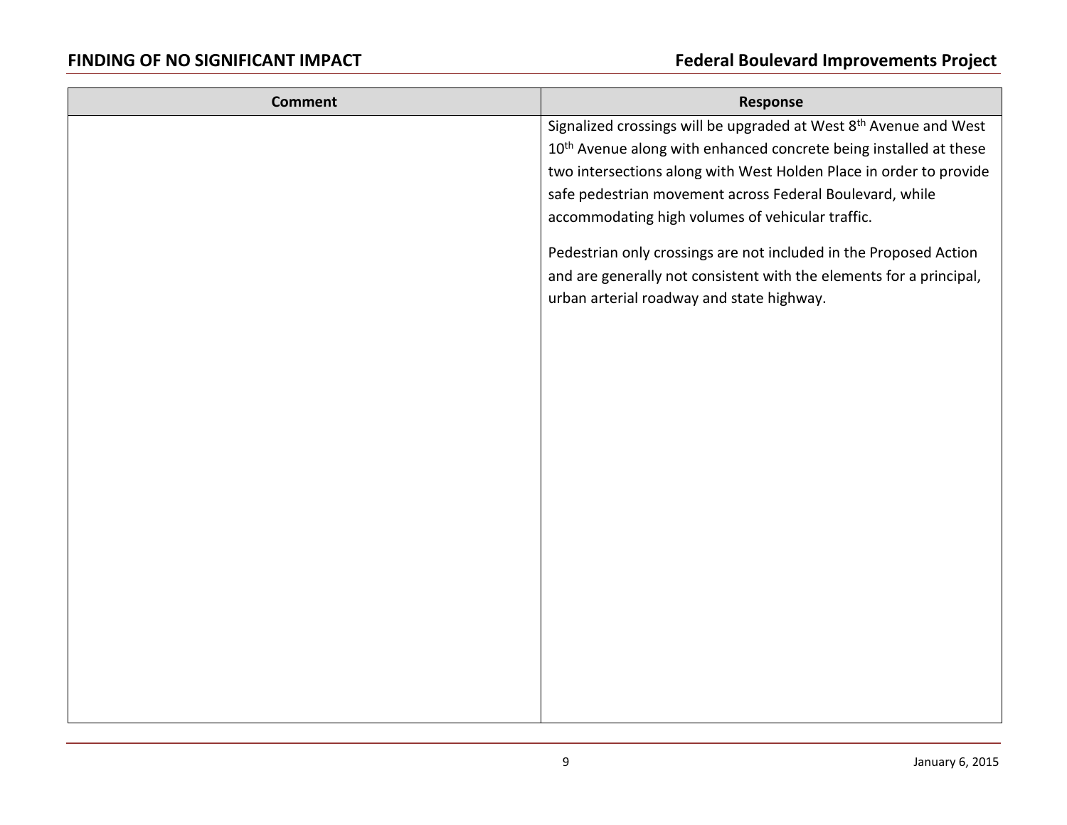| Comment | Response |
| --- | --- |
| | Signalized crossings will be upgraded at West 8th Avenue and West 10th Avenue along with enhanced concrete being installed at these two intersections along with West Holden Place in order to provide safe pedestrian movement across Federal Boulevard, while accommodating high volumes of vehicular traffic.<br><br>Pedestrian only crossings are not included in the Proposed Action and are generally not consistent with the elements for a principal, urban arterial roadway and state highway. |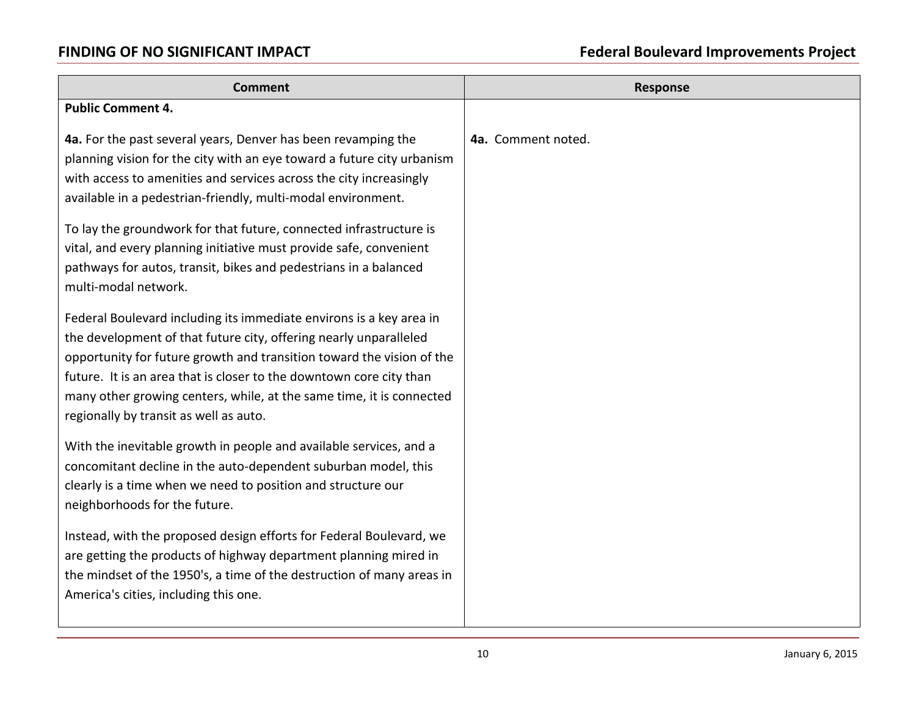| Comment | Response |
|---|---|
| **Public Comment 4.** | |
| **4a.** For the past several years, Denver has been revamping the planning vision for the city with an eye toward a future city urbanism with access to amenities and services across the city increasingly available in a pedestrian-friendly, multi-modal environment.<br><br>To lay the groundwork for that future, connected infrastructure is vital, and every planning initiative must provide safe, convenient pathways for autos, transit, bikes and pedestrians in a balanced multi-modal network.<br><br>Federal Boulevard including its immediate environs is a key area in the development of that future city, offering nearly unparalleled opportunity for future growth and transition toward the vision of the future. It is an area that is closer to the downtown core city than many other growing centers, while, at the same time, it is connected regionally by transit as well as auto.<br><br>With the inevitable growth in people and available services, and a concomitant decline in the auto-dependent suburban model, this clearly is a time when we need to position and structure our neighborhoods for the future.<br><br>Instead, with the proposed design efforts for Federal Boulevard, we are getting the products of highway department planning mired in the mindset of the 1950's, a time of the destruction of many areas in America's cities, including this one. | **4a.** Comment noted. |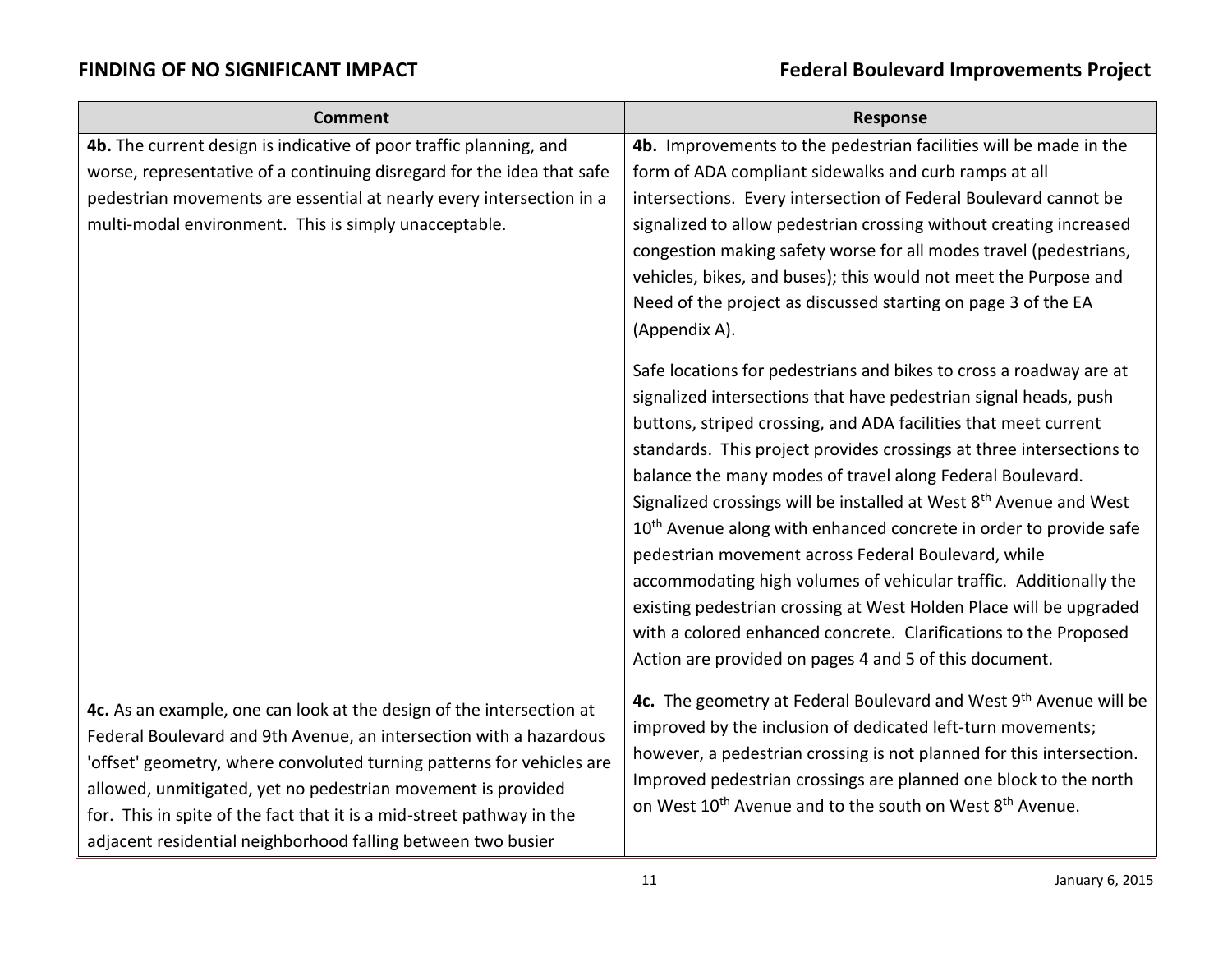| Comment | Response |
|---|---|
| **4b.** The current design is indicative of poor traffic planning, and worse, representative of a continuing disregard for the idea that safe pedestrian movements are essential at nearly every intersection in a multi-modal environment. This is simply unacceptable. | **4b.** Improvements to the pedestrian facilities will be made in the form of ADA compliant sidewalks and curb ramps at all intersections. Every intersection of Federal Boulevard cannot be signalized to allow pedestrian crossing without creating increased congestion making safety worse for all modes travel (pedestrians, vehicles, bikes, and buses); this would not meet the Purpose and Need of the project as discussed starting on page 3 of the EA (Appendix A).<br><br>Safe locations for pedestrians and bikes to cross a roadway are at signalized intersections that have pedestrian signal heads, push buttons, striped crossing, and ADA facilities that meet current standards. This project provides crossings at three intersections to balance the many modes of travel along Federal Boulevard. Signalized crossings will be installed at West 8th Avenue and West 10th Avenue along with enhanced concrete in order to provide safe pedestrian movement across Federal Boulevard, while accommodating high volumes of vehicular traffic. Additionally the existing pedestrian crossing at West Holden Place will be upgraded with a colored enhanced concrete. Clarifications to the Proposed Action are provided on pages 4 and 5 of this document. |
| **4c.** As an example, one can look at the design of the intersection at Federal Boulevard and 9th Avenue, an intersection with a hazardous 'offset' geometry, where convoluted turning patterns for vehicles are allowed, unmitigated, yet no pedestrian movement is provided for. This in spite of the fact that it is a mid-street pathway in the adjacent residential neighborhood falling between two busier | **4c.** The geometry at Federal Boulevard and West 9th Avenue will be improved by the inclusion of dedicated left-turn movements; however, a pedestrian crossing is not planned for this intersection. Improved pedestrian crossings are planned one block to the north on West 10th Avenue and to the south on West 8th Avenue. |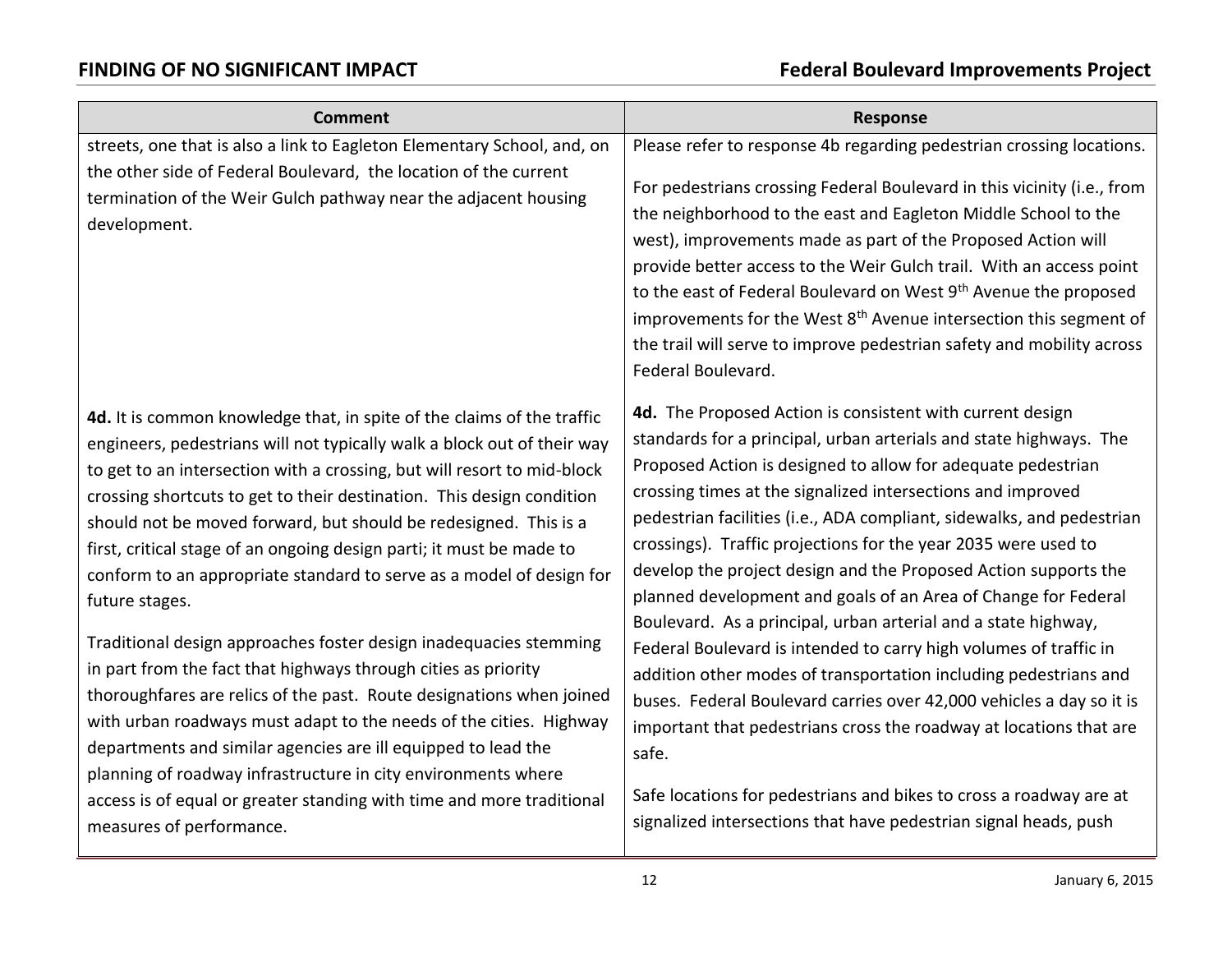| Comment | Response |
| --- | --- |
| streets, one that is also a link to Eagleton Elementary School, and, on the other side of Federal Boulevard, the location of the current termination of the Weir Gulch pathway near the adjacent housing development. | Please refer to response 4b regarding pedestrian crossing locations.<br><br>For pedestrians crossing Federal Boulevard in this vicinity (i.e., from the neighborhood to the east and Eagleton Middle School to the west), improvements made as part of the Proposed Action will provide better access to the Weir Gulch trail. With an access point to the east of Federal Boulevard on West 9th Avenue the proposed improvements for the West 8th Avenue intersection this segment of the trail will serve to improve pedestrian safety and mobility across Federal Boulevard. |
| **4d.** It is common knowledge that, in spite of the claims of the traffic engineers, pedestrians will not typically walk a block out of their way to get to an intersection with a crossing, but will resort to mid-block crossing shortcuts to get to their destination. This design condition should not be moved forward, but should be redesigned. This is a first, critical stage of an ongoing design parti; it must be made to conform to an appropriate standard to serve as a model of design for future stages.<br><br>Traditional design approaches foster design inadequacies stemming in part from the fact that highways through cities as priority thoroughfares are relics of the past. Route designations when joined with urban roadways must adapt to the needs of the cities. Highway departments and similar agencies are ill equipped to lead the planning of roadway infrastructure in city environments where access is of equal or greater standing with time and more traditional measures of performance. | **4d.** The Proposed Action is consistent with current design standards for a principal, urban arterials and state highways. The Proposed Action is designed to allow for adequate pedestrian crossing times at the signalized intersections and improved pedestrian facilities (i.e., ADA compliant, sidewalks, and pedestrian crossings). Traffic projections for the year 2035 were used to develop the project design and the Proposed Action supports the planned development and goals of an Area of Change for Federal Boulevard. As a principal, urban arterial and a state highway, Federal Boulevard is intended to carry high volumes of traffic in addition other modes of transportation including pedestrians and buses. Federal Boulevard carries over 42,000 vehicles a day so it is important that pedestrians cross the roadway at locations that are safe.<br><br>Safe locations for pedestrians and bikes to cross a roadway are at signalized intersections that have pedestrian signal heads, push |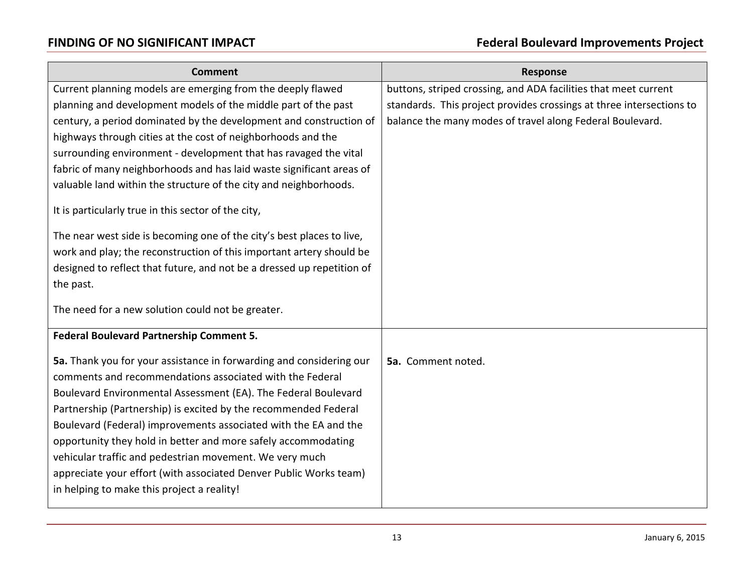| Comment | Response |
| --- | --- |
| Current planning models are emerging from the deeply flawed planning and development models of the middle part of the past century, a period dominated by the development and construction of highways through cities at the cost of neighborhoods and the surrounding environment - development that has ravaged the vital fabric of many neighborhoods and has laid waste significant areas of valuable land within the structure of the city and neighborhoods.<br><br>It is particularly true in this sector of the city,<br><br>The near west side is becoming one of the city's best places to live, work and play; the reconstruction of this important artery should be designed to reflect that future, and not be a dressed up repetition of the past.<br><br>The need for a new solution could not be greater. | buttons, striped crossing, and ADA facilities that meet current standards. This project provides crossings at three intersections to balance the many modes of travel along Federal Boulevard. |
| **Federal Boulevard Partnership Comment 5.**<br><br>**5a.** Thank you for your assistance in forwarding and considering our comments and recommendations associated with the Federal Boulevard Environmental Assessment (EA). The Federal Boulevard Partnership (Partnership) is excited by the recommended Federal Boulevard (Federal) improvements associated with the EA and the opportunity they hold in better and more safely accommodating vehicular traffic and pedestrian movement. We very much appreciate your effort (with associated Denver Public Works team) in helping to make this project a reality! | <br><br>**5a.** Comment noted. |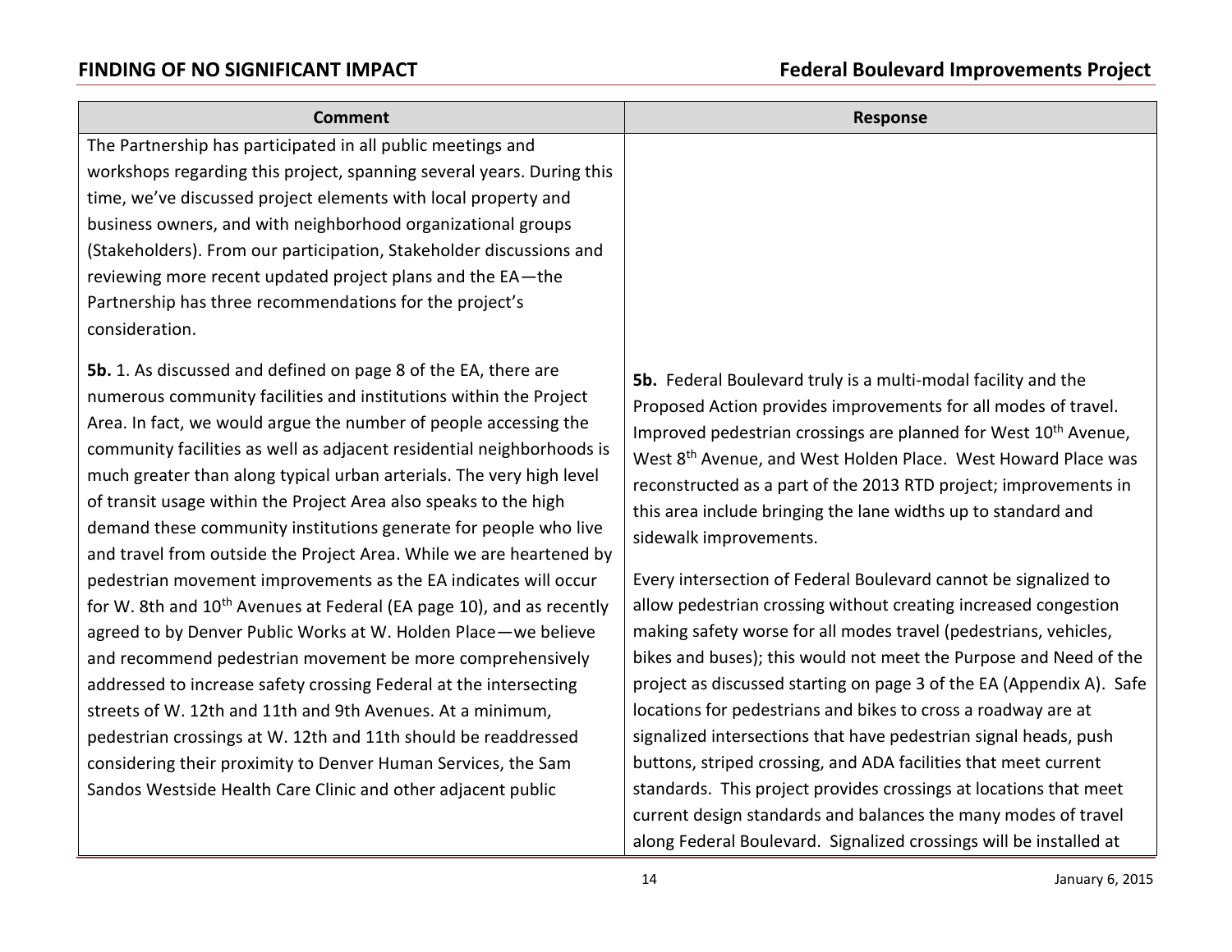| Comment | Response |
|---|---|
| The Partnership has participated in all public meetings and workshops regarding this project, spanning several years. During this time, we've discussed project elements with local property and business owners, and with neighborhood organizational groups (Stakeholders). From our participation, Stakeholder discussions and reviewing more recent updated project plans and the EA—the Partnership has three recommendations for the project's consideration. | |
| **5b.** 1. As discussed and defined on page 8 of the EA, there are numerous community facilities and institutions within the Project Area. In fact, we would argue the number of people accessing the community facilities as well as adjacent residential neighborhoods is much greater than along typical urban arterials. The very high level of transit usage within the Project Area also speaks to the high demand these community institutions generate for people who live and travel from outside the Project Area. While we are heartened by pedestrian movement improvements as the EA indicates will occur for W. 8th and 10th Avenues at Federal (EA page 10), and as recently agreed to by Denver Public Works at W. Holden Place—we believe and recommend pedestrian movement be more comprehensively addressed to increase safety crossing Federal at the intersecting streets of W. 12th and 11th and 9th Avenues. At a minimum, pedestrian crossings at W. 12th and 11th should be readdressed considering their proximity to Denver Human Services, the Sam Sandos Westside Health Care Clinic and other adjacent public | **5b.** Federal Boulevard truly is a multi-modal facility and the Proposed Action provides improvements for all modes of travel. Improved pedestrian crossings are planned for West 10th Avenue, West 8th Avenue, and West Holden Place. West Howard Place was reconstructed as a part of the 2013 RTD project; improvements in this area include bringing the lane widths up to standard and sidewalk improvements.<br><br>Every intersection of Federal Boulevard cannot be signalized to allow pedestrian crossing without creating increased congestion making safety worse for all modes travel (pedestrians, vehicles, bikes and buses); this would not meet the Purpose and Need of the project as discussed starting on page 3 of the EA (Appendix A). Safe locations for pedestrians and bikes to cross a roadway are at signalized intersections that have pedestrian signal heads, push buttons, striped crossing, and ADA facilities that meet current standards. This project provides crossings at locations that meet current design standards and balances the many modes of travel along Federal Boulevard. Signalized crossings will be installed at |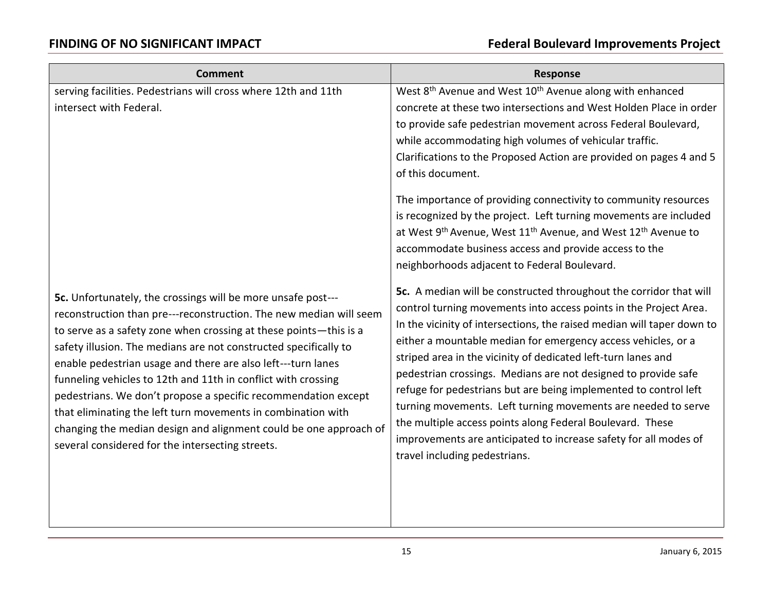| Comment | Response |
|---|---|
| serving facilities. Pedestrians will cross where 12th and 11th intersect with Federal. | West 8th Avenue and West 10th Avenue along with enhanced concrete at these two intersections and West Holden Place in order to provide safe pedestrian movement across Federal Boulevard, while accommodating high volumes of vehicular traffic. Clarifications to the Proposed Action are provided on pages 4 and 5 of this document.<br><br>The importance of providing connectivity to community resources is recognized by the project. Left turning movements are included at West 9th Avenue, West 11th Avenue, and West 12th Avenue to accommodate business access and provide access to the neighborhoods adjacent to Federal Boulevard. |
| **5c.** Unfortunately, the crossings will be more unsafe post---reconstruction than pre---reconstruction. The new median will seem to serve as a safety zone when crossing at these points—this is a safety illusion. The medians are not constructed specifically to enable pedestrian usage and there are also left---turn lanes funneling vehicles to 12th and 11th in conflict with crossing pedestrians. We don't propose a specific recommendation except that eliminating the left turn movements in combination with changing the median design and alignment could be one approach of several considered for the intersecting streets. | **5c.** A median will be constructed throughout the corridor that will control turning movements into access points in the Project Area. In the vicinity of intersections, the raised median will taper down to either a mountable median for emergency access vehicles, or a striped area in the vicinity of dedicated left-turn lanes and pedestrian crossings. Medians are not designed to provide safe refuge for pedestrians but are being implemented to control left turning movements. Left turning movements are needed to serve the multiple access points along Federal Boulevard. These improvements are anticipated to increase safety for all modes of travel including pedestrians. |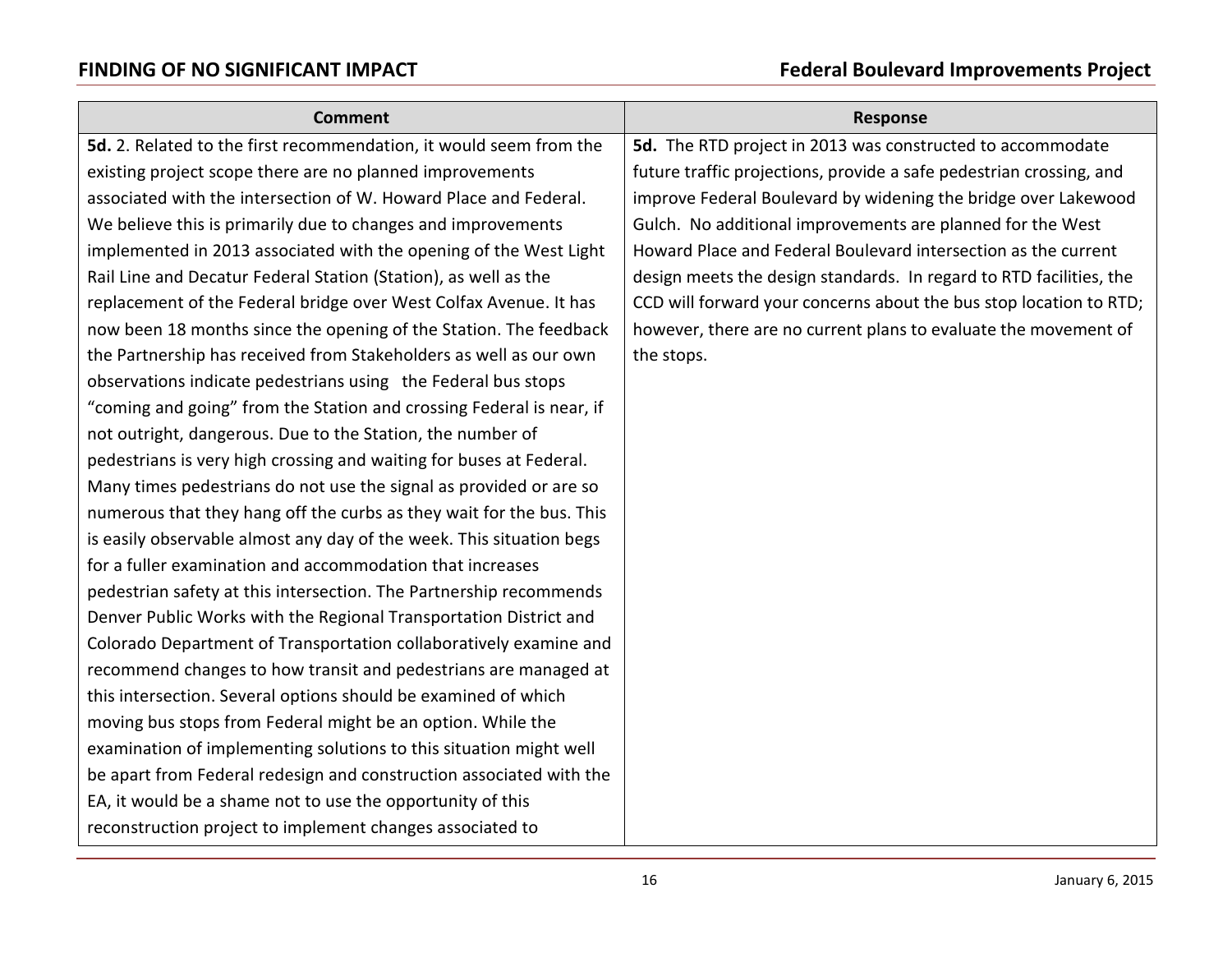| Comment | Response |
| --- | --- |
| **5d.** 2. Related to the first recommendation, it would seem from the existing project scope there are no planned improvements associated with the intersection of W. Howard Place and Federal. We believe this is primarily due to changes and improvements implemented in 2013 associated with the opening of the West Light Rail Line and Decatur Federal Station (Station), as well as the replacement of the Federal bridge over West Colfax Avenue. It has now been 18 months since the opening of the Station. The feedback the Partnership has received from Stakeholders as well as our own observations indicate pedestrians using the Federal bus stops "coming and going" from the Station and crossing Federal is near, if not outright, dangerous. Due to the Station, the number of pedestrians is very high crossing and waiting for buses at Federal. Many times pedestrians do not use the signal as provided or are so numerous that they hang off the curbs as they wait for the bus. This is easily observable almost any day of the week. This situation begs for a fuller examination and accommodation that increases pedestrian safety at this intersection. The Partnership recommends Denver Public Works with the Regional Transportation District and Colorado Department of Transportation collaboratively examine and recommend changes to how transit and pedestrians are managed at this intersection. Several options should be examined of which moving bus stops from Federal might be an option. While the examination of implementing solutions to this situation might well be apart from Federal redesign and construction associated with the EA, it would be a shame not to use the opportunity of this reconstruction project to implement changes associated to | **5d.** The RTD project in 2013 was constructed to accommodate future traffic projections, provide a safe pedestrian crossing, and improve Federal Boulevard by widening the bridge over Lakewood Gulch. No additional improvements are planned for the West Howard Place and Federal Boulevard intersection as the current design meets the design standards. In regard to RTD facilities, the CCD will forward your concerns about the bus stop location to RTD; however, there are no current plans to evaluate the movement of the stops. |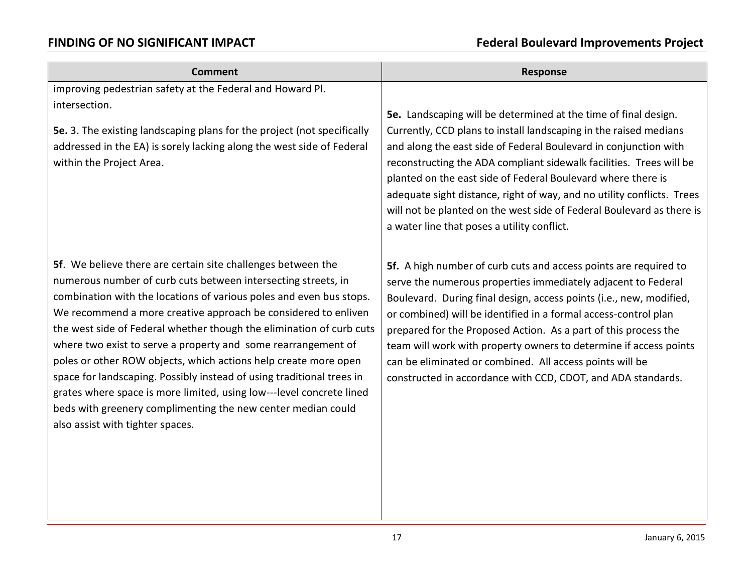| Comment | Response |
| --- | --- |
| improving pedestrian safety at the Federal and Howard Pl. intersection. | |
| **5e.** 3. The existing landscaping plans for the project (not specifically addressed in the EA) is sorely lacking along the west side of Federal within the Project Area. | **5e.** Landscaping will be determined at the time of final design. Currently, CCD plans to install landscaping in the raised medians and along the east side of Federal Boulevard in conjunction with reconstructing the ADA compliant sidewalk facilities. Trees will be planted on the east side of Federal Boulevard where there is adequate sight distance, right of way, and no utility conflicts. Trees will not be planted on the west side of Federal Boulevard as there is a water line that poses a utility conflict. |
| **5f**. We believe there are certain site challenges between the numerous number of curb cuts between intersecting streets, in combination with the locations of various poles and even bus stops. We recommend a more creative approach be considered to enliven the west side of Federal whether though the elimination of curb cuts where two exist to serve a property and some rearrangement of poles or other ROW objects, which actions help create more open space for landscaping. Possibly instead of using traditional trees in grates where space is more limited, using low---level concrete lined beds with greenery complimenting the new center median could also assist with tighter spaces. | **5f.** A high number of curb cuts and access points are required to serve the numerous properties immediately adjacent to Federal Boulevard. During final design, access points (i.e., new, modified, or combined) will be identified in a formal access-control plan prepared for the Proposed Action. As a part of this process the team will work with property owners to determine if access points can be eliminated or combined. All access points will be constructed in accordance with CCD, CDOT, and ADA standards. |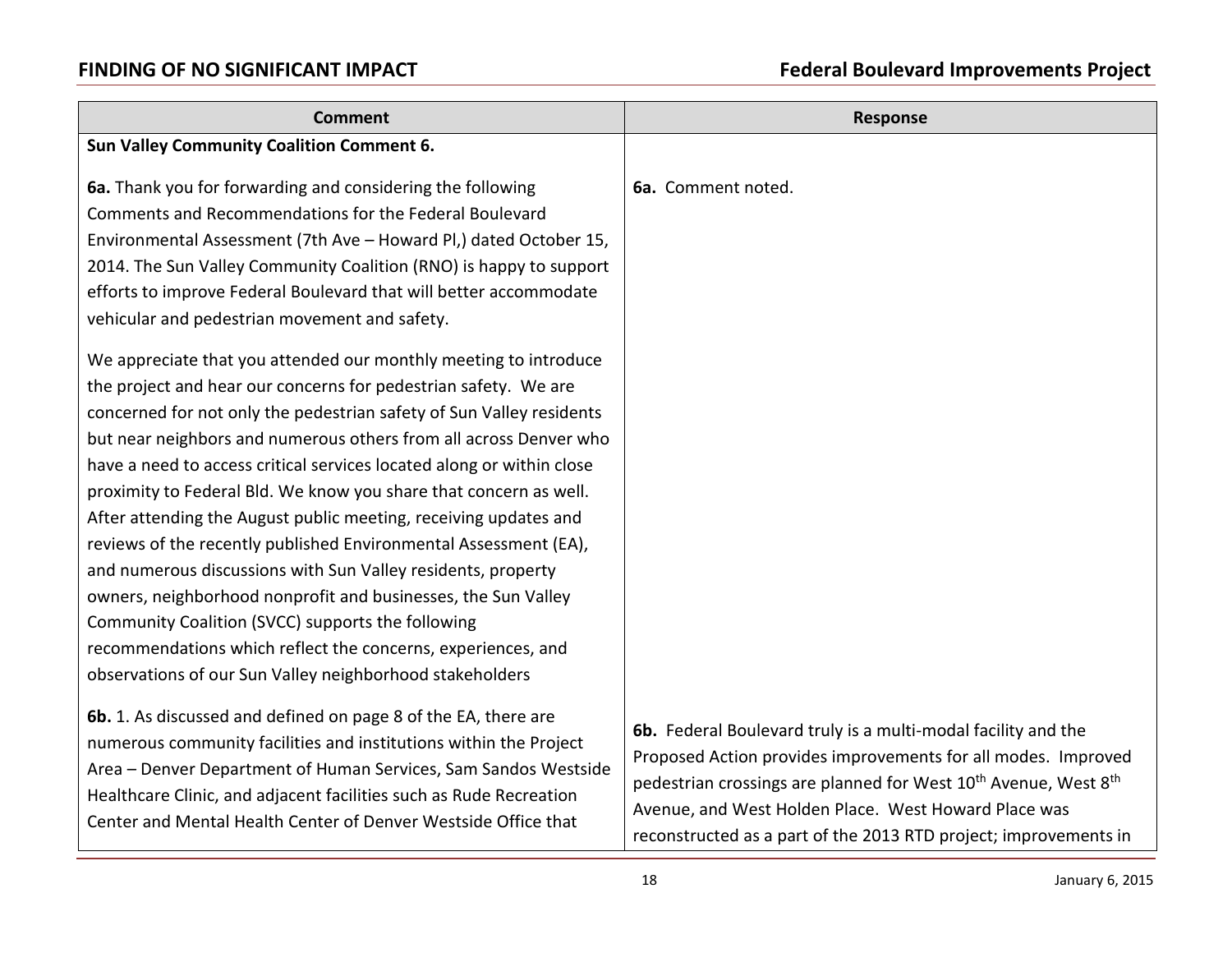| Comment | Response |
|---|---|
| **Sun Valley Community Coalition Comment 6.** | |
| **6a.** Thank you for forwarding and considering the following Comments and Recommendations for the Federal Boulevard Environmental Assessment (7th Ave – Howard Pl,) dated October 15, 2014. The Sun Valley Community Coalition (RNO) is happy to support efforts to improve Federal Boulevard that will better accommodate vehicular and pedestrian movement and safety.<br><br>We appreciate that you attended our monthly meeting to introduce the project and hear our concerns for pedestrian safety. We are concerned for not only the pedestrian safety of Sun Valley residents but near neighbors and numerous others from all across Denver who have a need to access critical services located along or within close proximity to Federal Bld. We know you share that concern as well. After attending the August public meeting, receiving updates and reviews of the recently published Environmental Assessment (EA), and numerous discussions with Sun Valley residents, property owners, neighborhood nonprofit and businesses, the Sun Valley Community Coalition (SVCC) supports the following recommendations which reflect the concerns, experiences, and observations of our Sun Valley neighborhood stakeholders | **6a.** Comment noted. |
| **6b.** 1. As discussed and defined on page 8 of the EA, there are numerous community facilities and institutions within the Project Area – Denver Department of Human Services, Sam Sandos Westside Healthcare Clinic, and adjacent facilities such as Rude Recreation Center and Mental Health Center of Denver Westside Office that | **6b.** Federal Boulevard truly is a multi-modal facility and the Proposed Action provides improvements for all modes. Improved pedestrian crossings are planned for West 10th Avenue, West 8th Avenue, and West Holden Place. West Howard Place was reconstructed as a part of the 2013 RTD project; improvements in |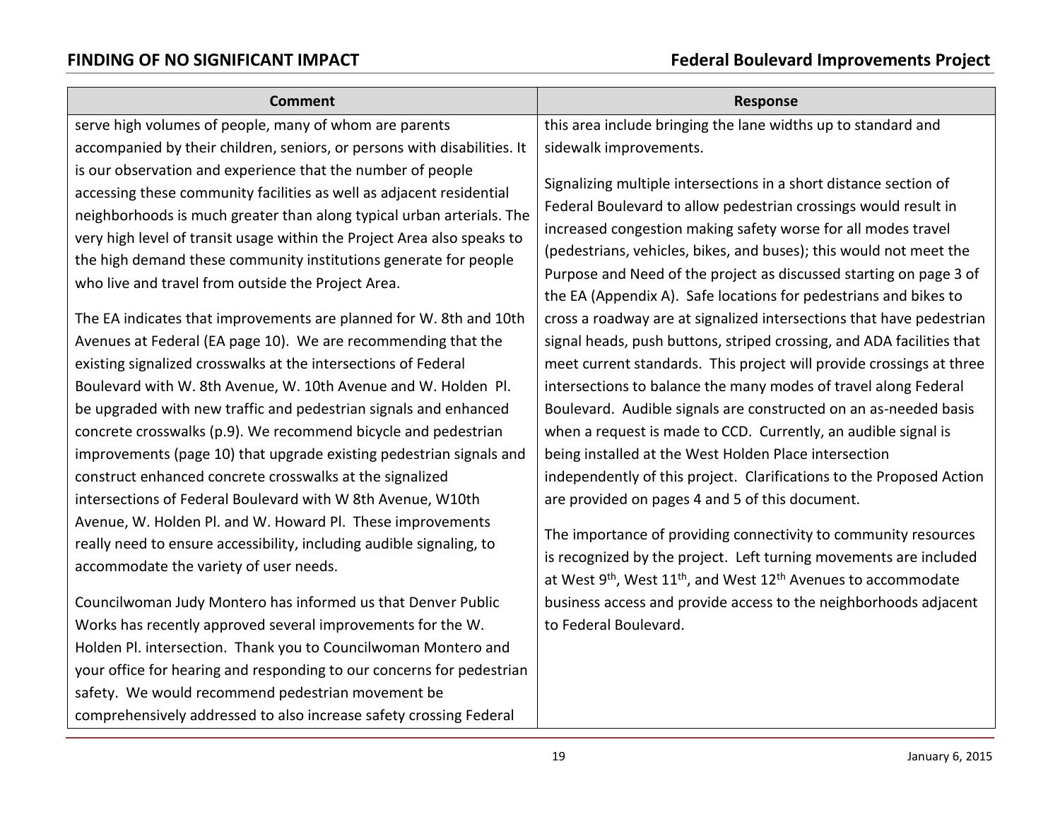| Comment | Response |
| --- | --- |
| serve high volumes of people, many of whom are parents accompanied by their children, seniors, or persons with disabilities. It is our observation and experience that the number of people accessing these community facilities as well as adjacent residential neighborhoods is much greater than along typical urban arterials. The very high level of transit usage within the Project Area also speaks to the high demand these community institutions generate for people who live and travel from outside the Project Area.<br><br>The EA indicates that improvements are planned for W. 8th and 10th Avenues at Federal (EA page 10). We are recommending that the existing signalized crosswalks at the intersections of Federal Boulevard with W. 8th Avenue, W. 10th Avenue and W. Holden Pl. be upgraded with new traffic and pedestrian signals and enhanced concrete crosswalks (p.9). We recommend bicycle and pedestrian improvements (page 10) that upgrade existing pedestrian signals and construct enhanced concrete crosswalks at the signalized intersections of Federal Boulevard with W 8th Avenue, W10th Avenue, W. Holden Pl. and W. Howard Pl. These improvements really need to ensure accessibility, including audible signaling, to accommodate the variety of user needs.<br><br>Councilwoman Judy Montero has informed us that Denver Public Works has recently approved several improvements for the W. Holden Pl. intersection. Thank you to Councilwoman Montero and your office for hearing and responding to our concerns for pedestrian safety. We would recommend pedestrian movement be comprehensively addressed to also increase safety crossing Federal | this area include bringing the lane widths up to standard and sidewalk improvements.<br><br>Signalizing multiple intersections in a short distance section of Federal Boulevard to allow pedestrian crossings would result in increased congestion making safety worse for all modes travel (pedestrians, vehicles, bikes, and buses); this would not meet the Purpose and Need of the project as discussed starting on page 3 of the EA (Appendix A). Safe locations for pedestrians and bikes to cross a roadway are at signalized intersections that have pedestrian signal heads, push buttons, striped crossing, and ADA facilities that meet current standards. This project will provide crossings at three intersections to balance the many modes of travel along Federal Boulevard. Audible signals are constructed on an as-needed basis when a request is made to CCD. Currently, an audible signal is being installed at the West Holden Place intersection independently of this project. Clarifications to the Proposed Action are provided on pages 4 and 5 of this document.<br><br>The importance of providing connectivity to community resources is recognized by the project. Left turning movements are included at West 9th, West 11th, and West 12th Avenues to accommodate business access and provide access to the neighborhoods adjacent to Federal Boulevard. |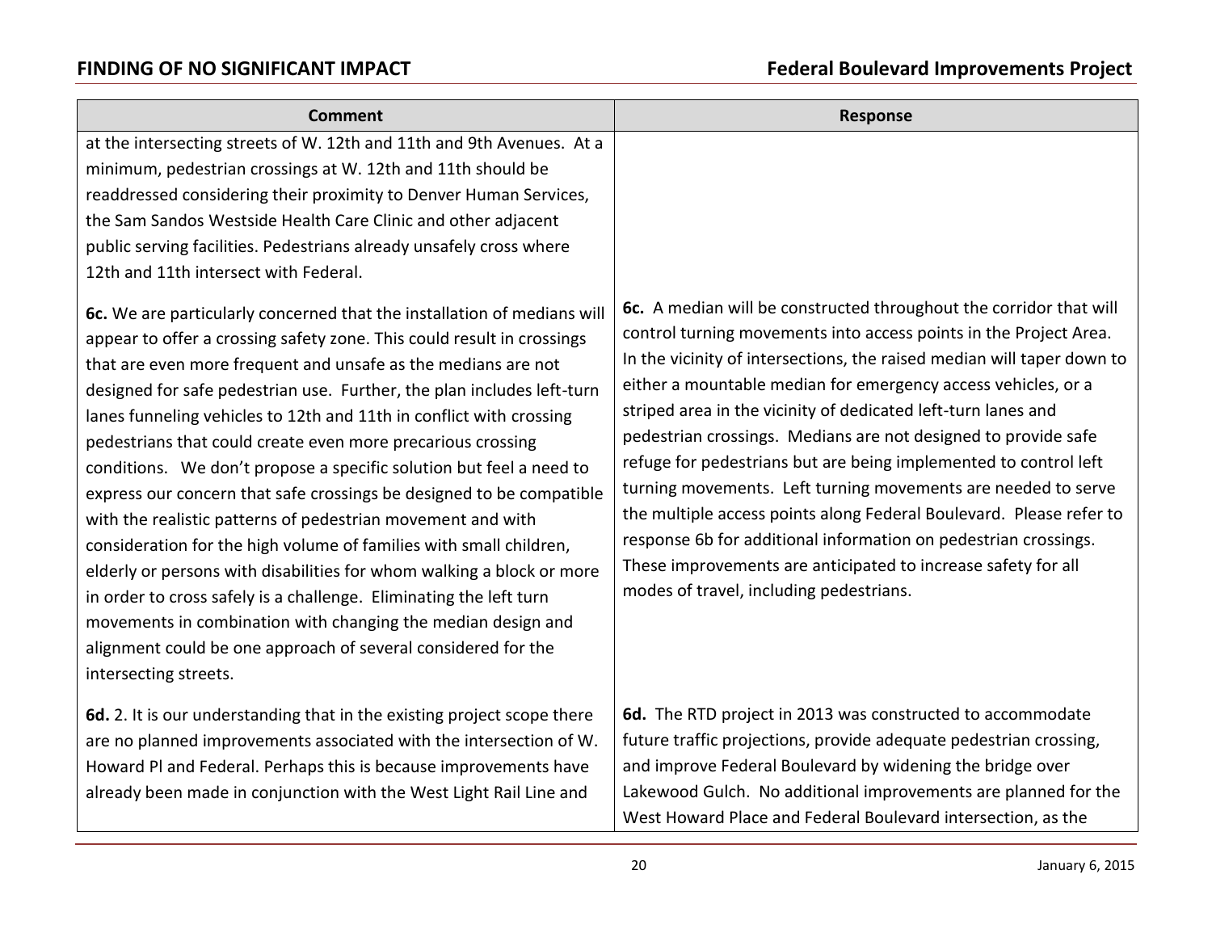| Comment | Response |
| --- | --- |
| at the intersecting streets of W. 12th and 11th and 9th Avenues. At a minimum, pedestrian crossings at W. 12th and 11th should be readdressed considering their proximity to Denver Human Services, the Sam Sandos Westside Health Care Clinic and other adjacent public serving facilities. Pedestrians already unsafely cross where 12th and 11th intersect with Federal. | |
| **6c.** We are particularly concerned that the installation of medians will appear to offer a crossing safety zone. This could result in crossings that are even more frequent and unsafe as the medians are not designed for safe pedestrian use. Further, the plan includes left-turn lanes funneling vehicles to 12th and 11th in conflict with crossing pedestrians that could create even more precarious crossing conditions. We don't propose a specific solution but feel a need to express our concern that safe crossings be designed to be compatible with the realistic patterns of pedestrian movement and with consideration for the high volume of families with small children, elderly or persons with disabilities for whom walking a block or more in order to cross safely is a challenge. Eliminating the left turn movements in combination with changing the median design and alignment could be one approach of several considered for the intersecting streets. | **6c.** A median will be constructed throughout the corridor that will control turning movements into access points in the Project Area. In the vicinity of intersections, the raised median will taper down to either a mountable median for emergency access vehicles, or a striped area in the vicinity of dedicated left-turn lanes and pedestrian crossings. Medians are not designed to provide safe refuge for pedestrians but are being implemented to control left turning movements. Left turning movements are needed to serve the multiple access points along Federal Boulevard. Please refer to response 6b for additional information on pedestrian crossings. These improvements are anticipated to increase safety for all modes of travel, including pedestrians. |
| **6d.** 2. It is our understanding that in the existing project scope there are no planned improvements associated with the intersection of W. Howard Pl and Federal. Perhaps this is because improvements have already been made in conjunction with the West Light Rail Line and | **6d.** The RTD project in 2013 was constructed to accommodate future traffic projections, provide adequate pedestrian crossing, and improve Federal Boulevard by widening the bridge over Lakewood Gulch. No additional improvements are planned for the West Howard Place and Federal Boulevard intersection, as the |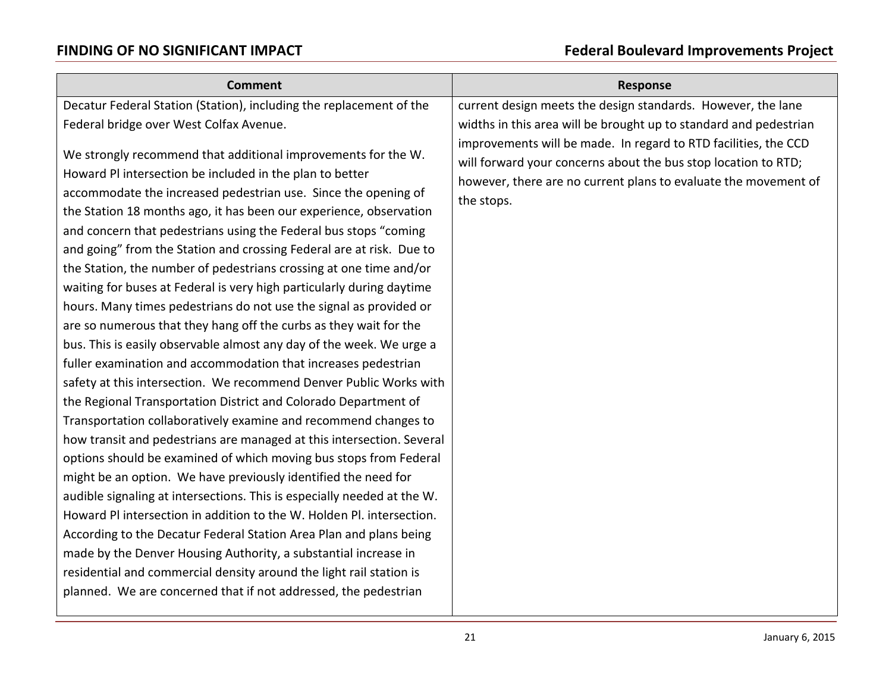| Comment | Response |
|---|---|
| Decatur Federal Station (Station), including the replacement of the Federal bridge over West Colfax Avenue.<br><br>We strongly recommend that additional improvements for the W. Howard Pl intersection be included in the plan to better accommodate the increased pedestrian use. Since the opening of the Station 18 months ago, it has been our experience, observation and concern that pedestrians using the Federal bus stops "coming and going" from the Station and crossing Federal are at risk. Due to the Station, the number of pedestrians crossing at one time and/or waiting for buses at Federal is very high particularly during daytime hours. Many times pedestrians do not use the signal as provided or are so numerous that they hang off the curbs as they wait for the bus. This is easily observable almost any day of the week. We urge a fuller examination and accommodation that increases pedestrian safety at this intersection. We recommend Denver Public Works with the Regional Transportation District and Colorado Department of Transportation collaboratively examine and recommend changes to how transit and pedestrians are managed at this intersection. Several options should be examined of which moving bus stops from Federal might be an option. We have previously identified the need for audible signaling at intersections. This is especially needed at the W. Howard Pl intersection in addition to the W. Holden Pl. intersection. According to the Decatur Federal Station Area Plan and plans being made by the Denver Housing Authority, a substantial increase in residential and commercial density around the light rail station is planned. We are concerned that if not addressed, the pedestrian | current design meets the design standards. However, the lane widths in this area will be brought up to standard and pedestrian improvements will be made. In regard to RTD facilities, the CCD will forward your concerns about the bus stop location to RTD; however, there are no current plans to evaluate the movement of the stops. |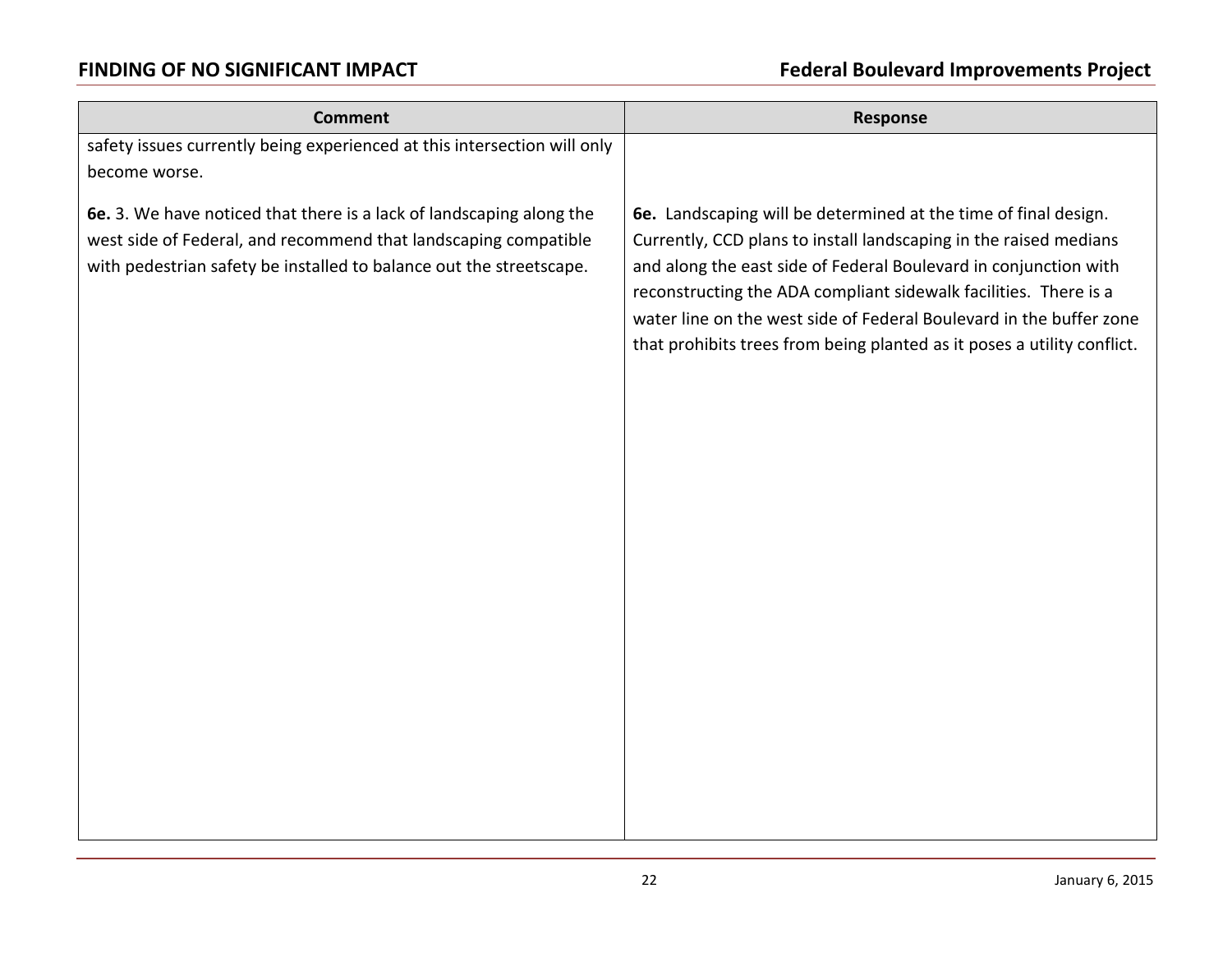| Comment | Response |
| --- | --- |
| safety issues currently being experienced at this intersection will only become worse. | |
| **6e.** 3. We have noticed that there is a lack of landscaping along the west side of Federal, and recommend that landscaping compatible with pedestrian safety be installed to balance out the streetscape. | **6e.** Landscaping will be determined at the time of final design. Currently, CCD plans to install landscaping in the raised medians and along the east side of Federal Boulevard in conjunction with reconstructing the ADA compliant sidewalk facilities. There is a water line on the west side of Federal Boulevard in the buffer zone that prohibits trees from being planted as it poses a utility conflict. |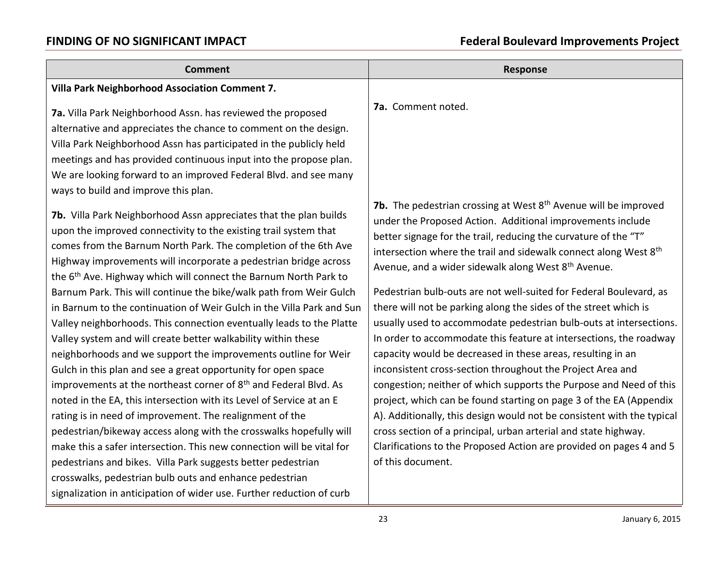| Comment | Response |
|---|---|
| **Villa Park Neighborhood Association Comment 7.** | |
| **7a.** Villa Park Neighborhood Assn. has reviewed the proposed alternative and appreciates the chance to comment on the design. Villa Park Neighborhood Assn has participated in the publicly held meetings and has provided continuous input into the propose plan. We are looking forward to an improved Federal Blvd. and see many ways to build and improve this plan. | **7a.** Comment noted. |
| **7b.** Villa Park Neighborhood Assn appreciates that the plan builds upon the improved connectivity to the existing trail system that comes from the Barnum North Park. The completion of the 6th Ave Highway improvements will incorporate a pedestrian bridge across the 6th Ave. Highway which will connect the Barnum North Park to Barnum Park. This will continue the bike/walk path from Weir Gulch in Barnum to the continuation of Weir Gulch in the Villa Park and Sun Valley neighborhoods. This connection eventually leads to the Platte Valley system and will create better walkability within these neighborhoods and we support the improvements outline for Weir Gulch in this plan and see a great opportunity for open space improvements at the northeast corner of 8th and Federal Blvd. As noted in the EA, this intersection with its Level of Service at an E rating is in need of improvement. The realignment of the pedestrian/bikeway access along with the crosswalks hopefully will make this a safer intersection. This new connection will be vital for pedestrians and bikes. Villa Park suggests better pedestrian crosswalks, pedestrian bulb outs and enhance pedestrian signalization in anticipation of wider use. Further reduction of curb | **7b.** The pedestrian crossing at West 8th Avenue will be improved under the Proposed Action. Additional improvements include better signage for the trail, reducing the curvature of the "T" intersection where the trail and sidewalk connect along West 8th Avenue, and a wider sidewalk along West 8th Avenue.<br><br>Pedestrian bulb-outs are not well-suited for Federal Boulevard, as there will not be parking along the sides of the street which is usually used to accommodate pedestrian bulb-outs at intersections. In order to accommodate this feature at intersections, the roadway capacity would be decreased in these areas, resulting in an inconsistent cross-section throughout the Project Area and congestion; neither of which supports the Purpose and Need of this project, which can be found starting on page 3 of the EA (Appendix A). Additionally, this design would not be consistent with the typical cross section of a principal, urban arterial and state highway. Clarifications to the Proposed Action are provided on pages 4 and 5 of this document. |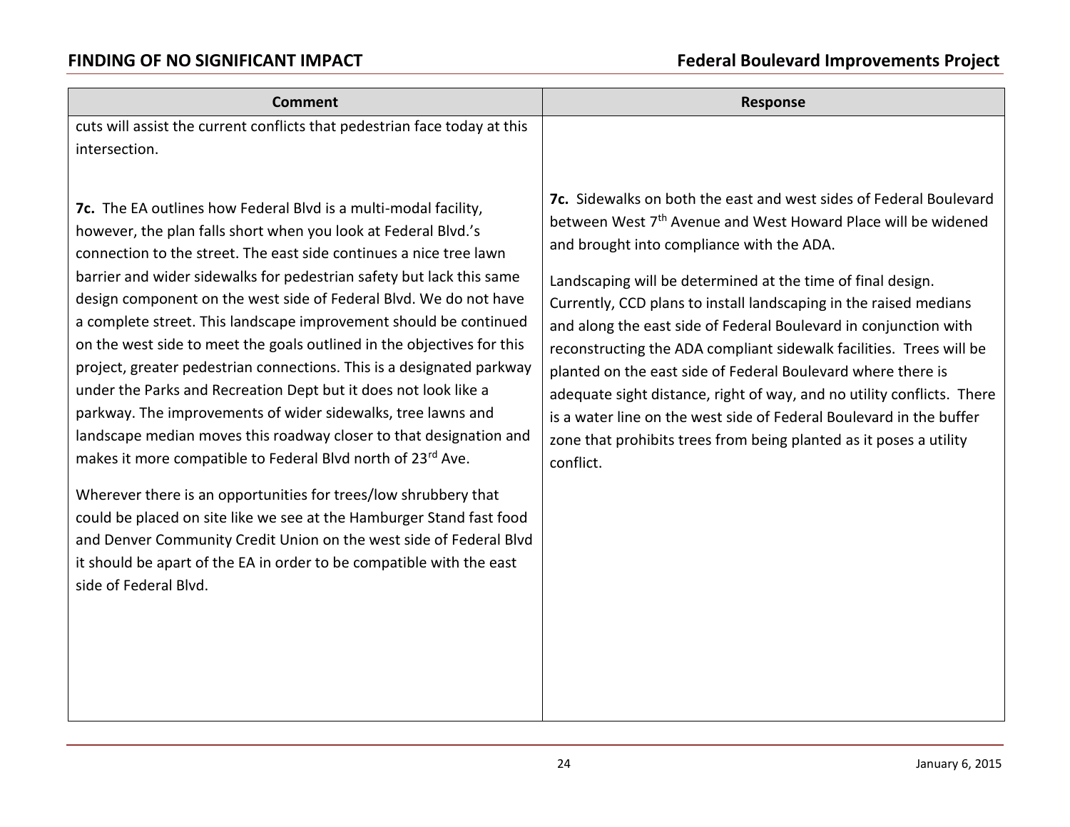| Comment | Response |
| --- | --- |
| cuts will assist the current conflicts that pedestrian face today at this intersection. | |
| **7c.** The EA outlines how Federal Blvd is a multi-modal facility, however, the plan falls short when you look at Federal Blvd.'s connection to the street. The east side continues a nice tree lawn barrier and wider sidewalks for pedestrian safety but lack this same design component on the west side of Federal Blvd. We do not have a complete street. This landscape improvement should be continued on the west side to meet the goals outlined in the objectives for this project, greater pedestrian connections. This is a designated parkway under the Parks and Recreation Dept but it does not look like a parkway. The improvements of wider sidewalks, tree lawns and landscape median moves this roadway closer to that designation and makes it more compatible to Federal Blvd north of 23rd Ave.<br><br>Wherever there is an opportunities for trees/low shrubbery that could be placed on site like we see at the Hamburger Stand fast food and Denver Community Credit Union on the west side of Federal Blvd it should be apart of the EA in order to be compatible with the east side of Federal Blvd. | **7c.** Sidewalks on both the east and west sides of Federal Boulevard between West 7th Avenue and West Howard Place will be widened and brought into compliance with the ADA.<br><br>Landscaping will be determined at the time of final design. Currently, CCD plans to install landscaping in the raised medians and along the east side of Federal Boulevard in conjunction with reconstructing the ADA compliant sidewalk facilities. Trees will be planted on the east side of Federal Boulevard where there is adequate sight distance, right of way, and no utility conflicts. There is a water line on the west side of Federal Boulevard in the buffer zone that prohibits trees from being planted as it poses a utility conflict. |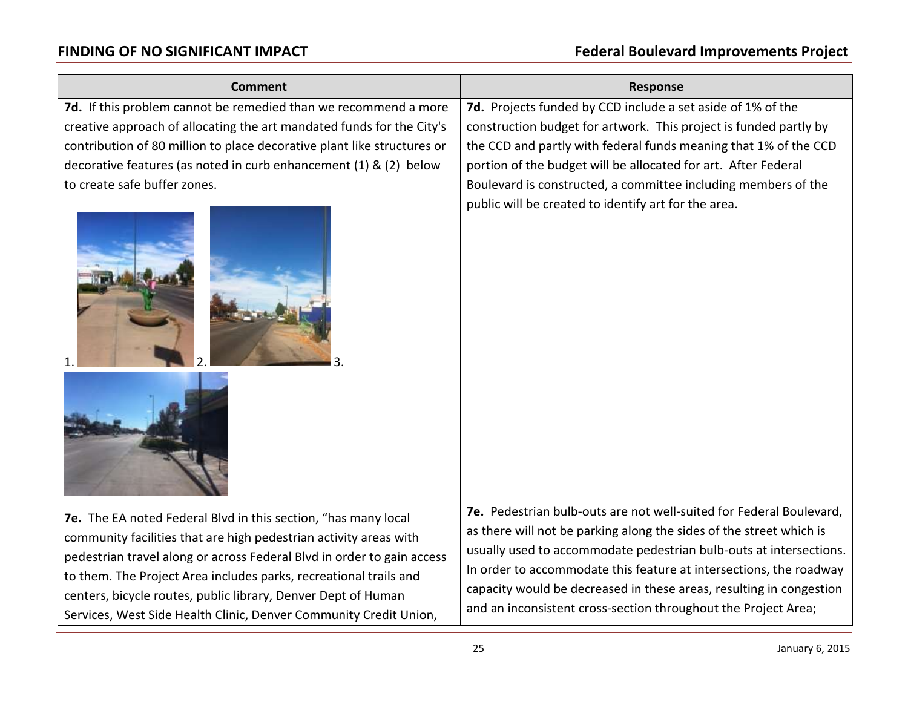| Comment | Response |
|---|---|
| **7d.** If this problem cannot be remedied than we recommend a more creative approach of allocating the art mandated funds for the City's contribution of 80 million to place decorative plant like structures or decorative features (as noted in curb enhancement (1) & (2) below to create safe buffer zones.<br><br>1. 2. 3. | **7d.** Projects funded by CCD include a set aside of 1% of the construction budget for artwork. This project is funded partly by the CCD and partly with federal funds meaning that 1% of the CCD portion of the budget will be allocated for art. After Federal Boulevard is constructed, a committee including members of the public will be created to identify art for the area. |
| **7e.** The EA noted Federal Blvd in this section, "has many local community facilities that are high pedestrian activity areas with pedestrian travel along or across Federal Blvd in order to gain access to them. The Project Area includes parks, recreational trails and centers, bicycle routes, public library, Denver Dept of Human Services, West Side Health Clinic, Denver Community Credit Union, | **7e.** Pedestrian bulb-outs are not well-suited for Federal Boulevard, as there will not be parking along the sides of the street which is usually used to accommodate pedestrian bulb-outs at intersections. In order to accommodate this feature at intersections, the roadway capacity would be decreased in these areas, resulting in congestion and an inconsistent cross-section throughout the Project Area; |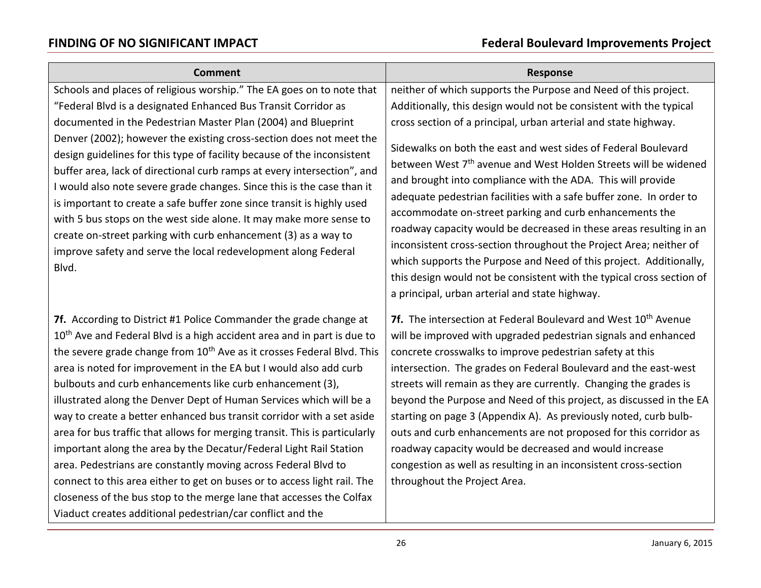| Comment | Response |
|---|---|
| Schools and places of religious worship." The EA goes on to note that "Federal Blvd is a designated Enhanced Bus Transit Corridor as documented in the Pedestrian Master Plan (2004) and Blueprint Denver (2002); however the existing cross-section does not meet the design guidelines for this type of facility because of the inconsistent buffer area, lack of directional curb ramps at every intersection", and I would also note severe grade changes. Since this is the case than it is important to create a safe buffer zone since transit is highly used with 5 bus stops on the west side alone. It may make more sense to create on-street parking with curb enhancement (3) as a way to improve safety and serve the local redevelopment along Federal Blvd. | neither of which supports the Purpose and Need of this project. Additionally, this design would not be consistent with the typical cross section of a principal, urban arterial and state highway.<br><br>Sidewalks on both the east and west sides of Federal Boulevard between West 7th avenue and West Holden Streets will be widened and brought into compliance with the ADA. This will provide adequate pedestrian facilities with a safe buffer zone. In order to accommodate on-street parking and curb enhancements the roadway capacity would be decreased in these areas resulting in an inconsistent cross-section throughout the Project Area; neither of which supports the Purpose and Need of this project. Additionally, this design would not be consistent with the typical cross section of a principal, urban arterial and state highway. |
| **7f.** According to District #1 Police Commander the grade change at 10th Ave and Federal Blvd is a high accident area and in part is due to the severe grade change from 10th Ave as it crosses Federal Blvd. This area is noted for improvement in the EA but I would also add curb bulbouts and curb enhancements like curb enhancement (3), illustrated along the Denver Dept of Human Services which will be a way to create a better enhanced bus transit corridor with a set aside area for bus traffic that allows for merging transit. This is particularly important along the area by the Decatur/Federal Light Rail Station area. Pedestrians are constantly moving across Federal Blvd to connect to this area either to get on buses or to access light rail. The closeness of the bus stop to the merge lane that accesses the Colfax Viaduct creates additional pedestrian/car conflict and the | **7f.** The intersection at Federal Boulevard and West 10th Avenue will be improved with upgraded pedestrian signals and enhanced concrete crosswalks to improve pedestrian safety at this intersection. The grades on Federal Boulevard and the east-west streets will remain as they are currently. Changing the grades is beyond the Purpose and Need of this project, as discussed in the EA starting on page 3 (Appendix A). As previously noted, curb bulb-outs and curb enhancements are not proposed for this corridor as roadway capacity would be decreased and would increase congestion as well as resulting in an inconsistent cross-section throughout the Project Area. |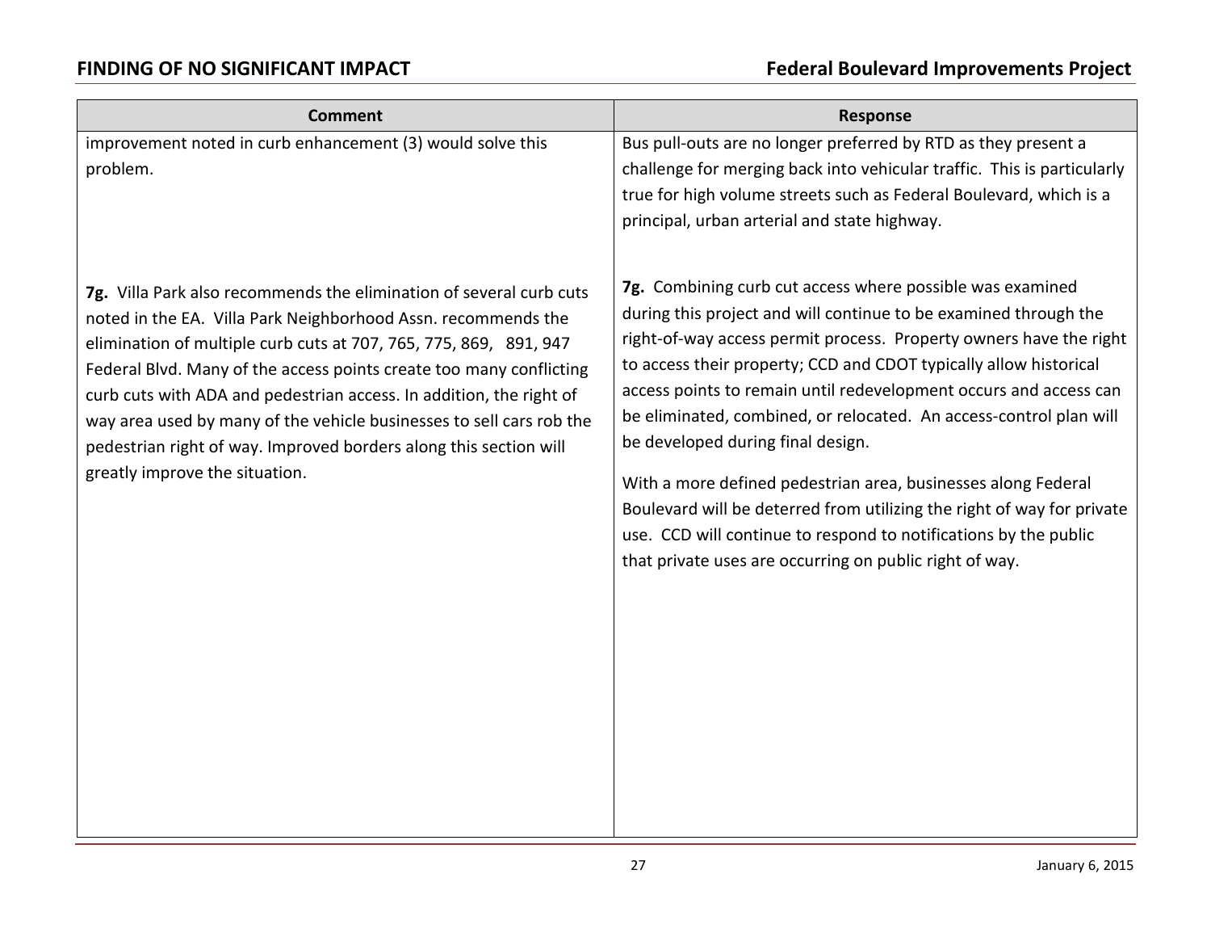| Comment | Response |
|---|---|
| improvement noted in curb enhancement (3) would solve this problem. | Bus pull-outs are no longer preferred by RTD as they present a challenge for merging back into vehicular traffic. This is particularly true for high volume streets such as Federal Boulevard, which is a principal, urban arterial and state highway. |
| **7g.** Villa Park also recommends the elimination of several curb cuts noted in the EA. Villa Park Neighborhood Assn. recommends the elimination of multiple curb cuts at 707, 765, 775, 869, 891, 947 Federal Blvd. Many of the access points create too many conflicting curb cuts with ADA and pedestrian access. In addition, the right of way area used by many of the vehicle businesses to sell cars rob the pedestrian right of way. Improved borders along this section will greatly improve the situation. | **7g.** Combining curb cut access where possible was examined during this project and will continue to be examined through the right-of-way access permit process. Property owners have the right to access their property; CCD and CDOT typically allow historical access points to remain until redevelopment occurs and access can be eliminated, combined, or relocated. An access-control plan will be developed during final design.<br><br>With a more defined pedestrian area, businesses along Federal Boulevard will be deterred from utilizing the right of way for private use. CCD will continue to respond to notifications by the public that private uses are occurring on public right of way. |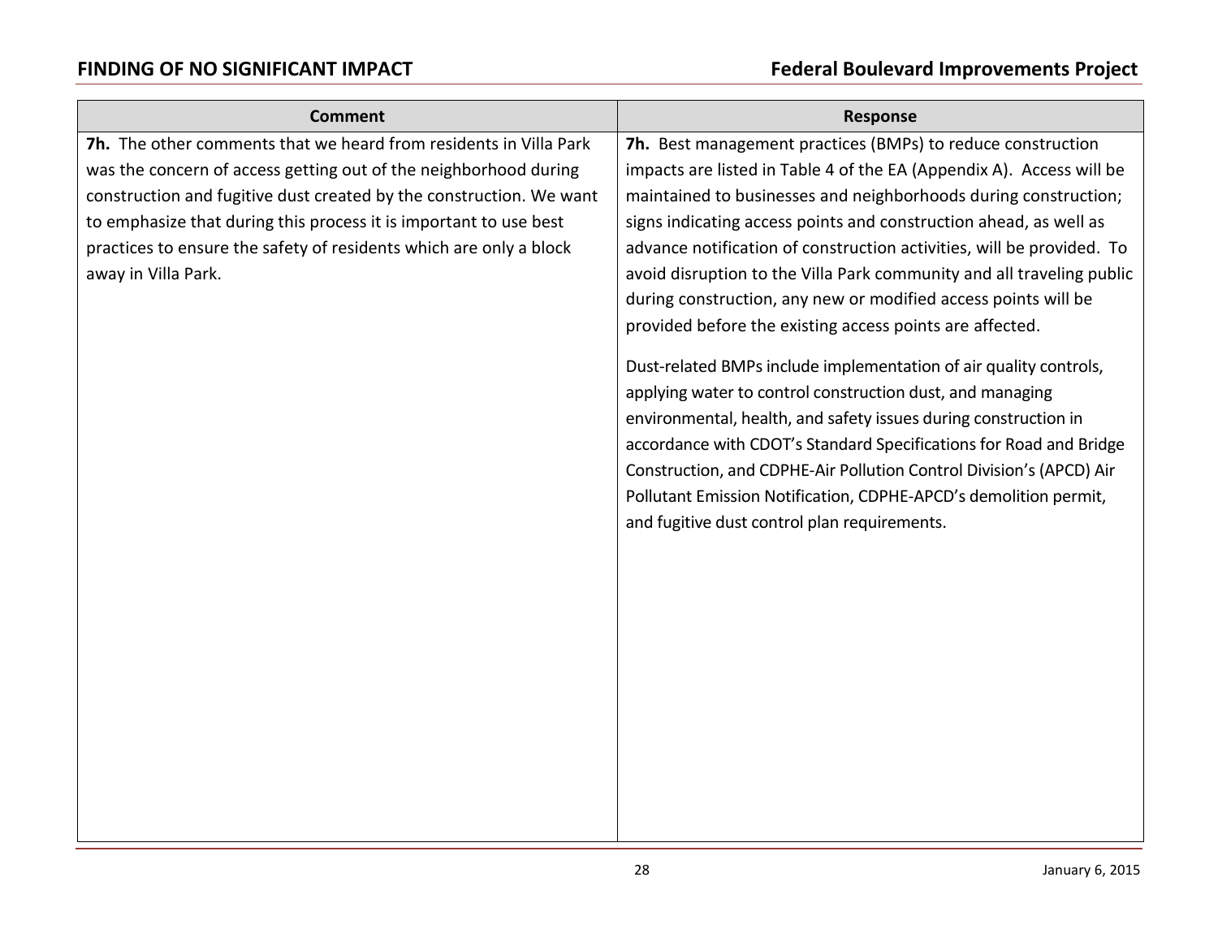| Comment | Response |
| --- | --- |
| **7h.** The other comments that we heard from residents in Villa Park was the concern of access getting out of the neighborhood during construction and fugitive dust created by the construction. We want to emphasize that during this process it is important to use best practices to ensure the safety of residents which are only a block away in Villa Park. | **7h.** Best management practices (BMPs) to reduce construction impacts are listed in Table 4 of the EA (Appendix A). Access will be maintained to businesses and neighborhoods during construction; signs indicating access points and construction ahead, as well as advance notification of construction activities, will be provided. To avoid disruption to the Villa Park community and all traveling public during construction, any new or modified access points will be provided before the existing access points are affected.<br><br>Dust-related BMPs include implementation of air quality controls, applying water to control construction dust, and managing environmental, health, and safety issues during construction in accordance with CDOT's Standard Specifications for Road and Bridge Construction, and CDPHE-Air Pollution Control Division's (APCD) Air Pollutant Emission Notification, CDPHE-APCD's demolition permit, and fugitive dust control plan requirements. |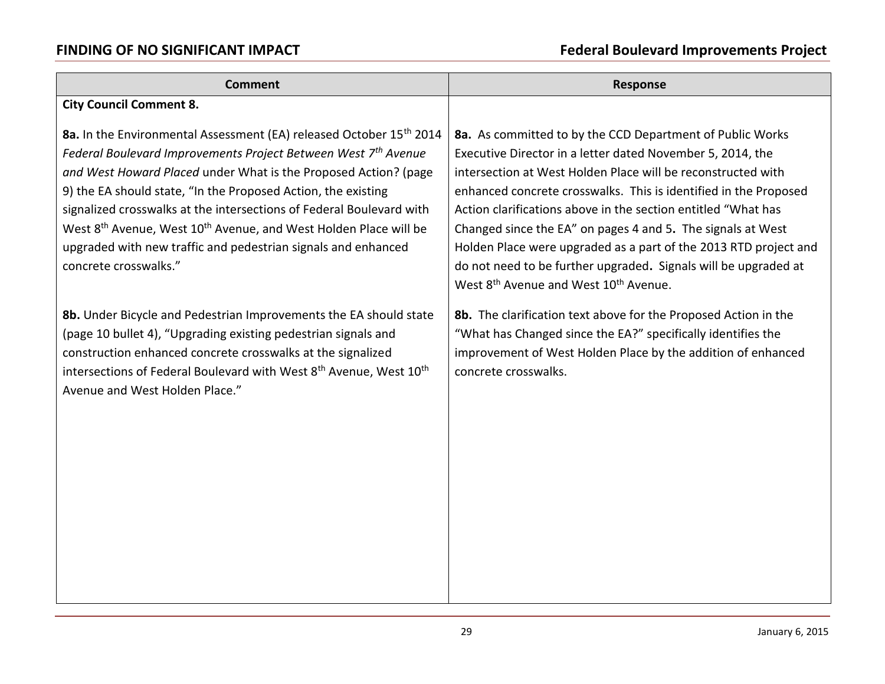| Comment | Response |
| --- | --- |
| **City Council Comment 8.** | |
| **8a.** In the Environmental Assessment (EA) released October 15th 2014 *Federal Boulevard Improvements Project Between West 7th Avenue and West Howard Placed* under What is the Proposed Action? (page 9) the EA should state, "In the Proposed Action, the existing signalized crosswalks at the intersections of Federal Boulevard with West 8th Avenue, West 10th Avenue, and West Holden Place will be upgraded with new traffic and pedestrian signals and enhanced concrete crosswalks." | **8a.** As committed to by the CCD Department of Public Works Executive Director in a letter dated November 5, 2014, the intersection at West Holden Place will be reconstructed with enhanced concrete crosswalks. This is identified in the Proposed Action clarifications above in the section entitled "What has Changed since the EA" on pages 4 and 5**.** The signals at West Holden Place were upgraded as a part of the 2013 RTD project and do not need to be further upgraded**.** Signals will be upgraded at West 8th Avenue and West 10th Avenue. |
| **8b.** Under Bicycle and Pedestrian Improvements the EA should state (page 10 bullet 4), "Upgrading existing pedestrian signals and construction enhanced concrete crosswalks at the signalized intersections of Federal Boulevard with West 8th Avenue, West 10th Avenue and West Holden Place." | **8b.** The clarification text above for the Proposed Action in the "What has Changed since the EA?" specifically identifies the improvement of West Holden Place by the addition of enhanced concrete crosswalks. |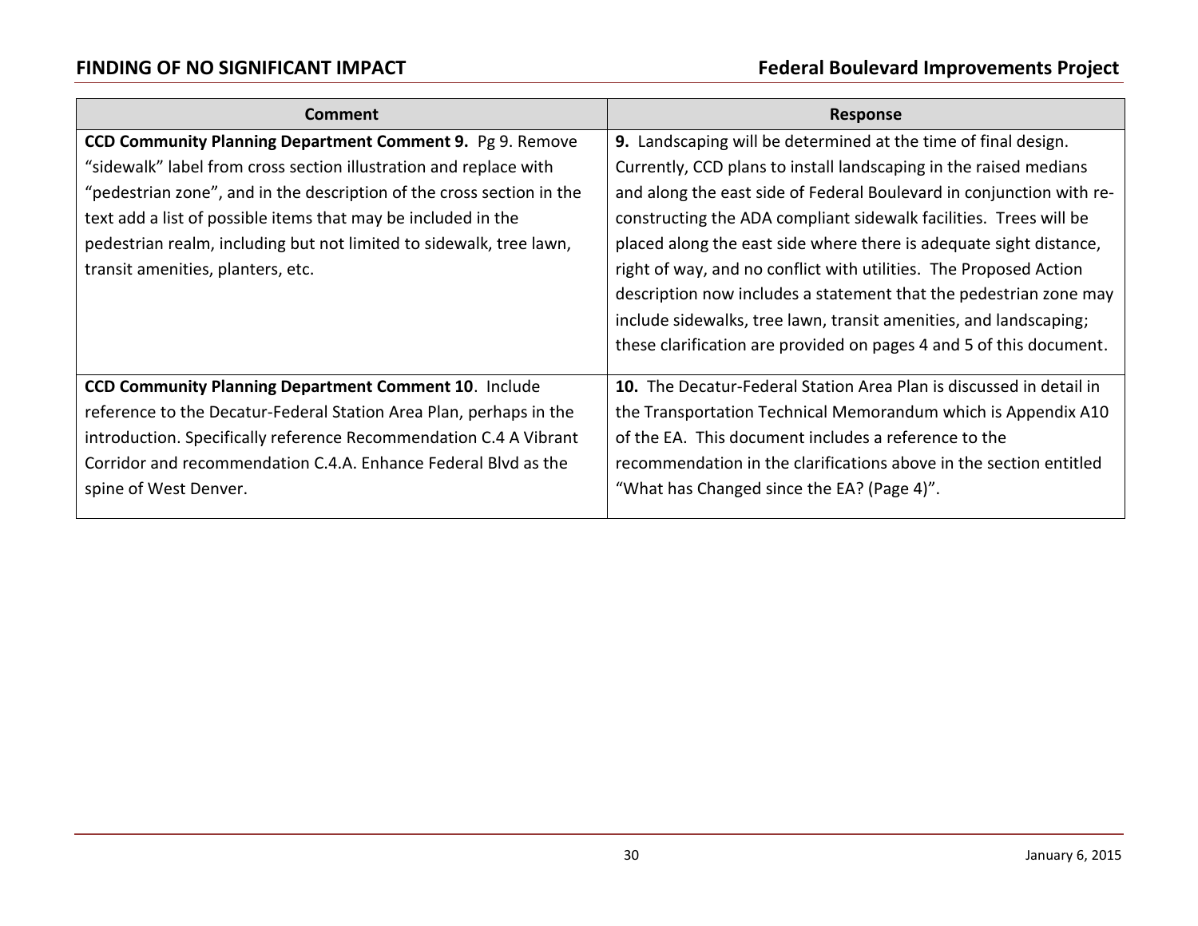| Comment | Response |
| --- | --- |
| **CCD Community Planning Department Comment 9.** Pg 9. Remove "sidewalk" label from cross section illustration and replace with "pedestrian zone", and in the description of the cross section in the text add a list of possible items that may be included in the pedestrian realm, including but not limited to sidewalk, tree lawn, transit amenities, planters, etc. | **9.** Landscaping will be determined at the time of final design. Currently, CCD plans to install landscaping in the raised medians and along the east side of Federal Boulevard in conjunction with re-constructing the ADA compliant sidewalk facilities. Trees will be placed along the east side where there is adequate sight distance, right of way, and no conflict with utilities. The Proposed Action description now includes a statement that the pedestrian zone may include sidewalks, tree lawn, transit amenities, and landscaping; these clarification are provided on pages 4 and 5 of this document. |
| **CCD Community Planning Department Comment 10**. Include reference to the Decatur-Federal Station Area Plan, perhaps in the introduction. Specifically reference Recommendation C.4 A Vibrant Corridor and recommendation C.4.A. Enhance Federal Blvd as the spine of West Denver. | **10.** The Decatur-Federal Station Area Plan is discussed in detail in the Transportation Technical Memorandum which is Appendix A10 of the EA. This document includes a reference to the recommendation in the clarifications above in the section entitled "What has Changed since the EA? (Page 4)". |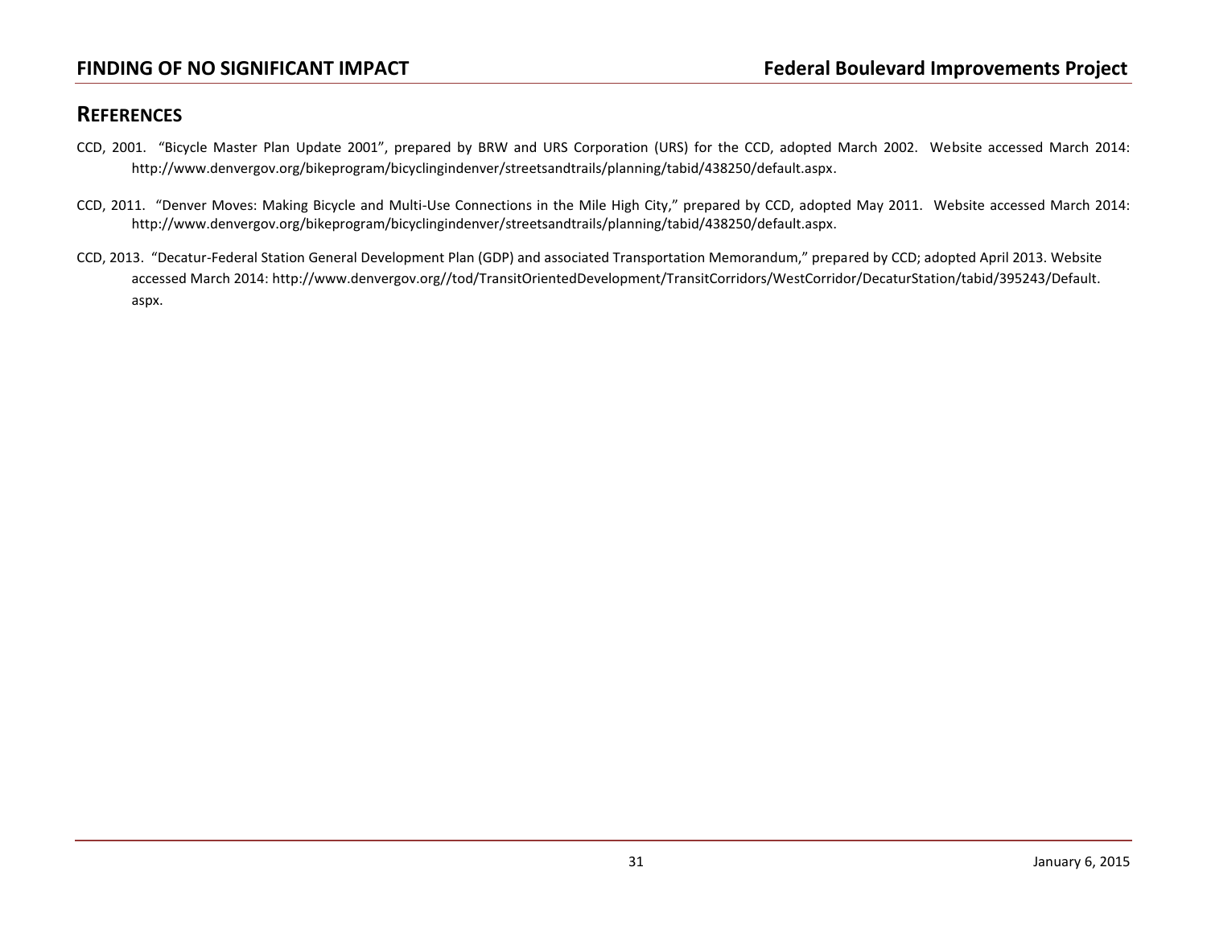## REFERENCES

CCD, 2001. "Bicycle Master Plan Update 2001", prepared by BRW and URS Corporation (URS) for the CCD, adopted March 2002. Website accessed March 2014: http://www.denvergov.org/bikeprogram/bicyclingindenver/streetsandtrails/planning/tabid/438250/default.aspx.

CCD, 2011. "Denver Moves: Making Bicycle and Multi-Use Connections in the Mile High City," prepared by CCD, adopted May 2011. Website accessed March 2014: http://www.denvergov.org/bikeprogram/bicyclingindenver/streetsandtrails/planning/tabid/438250/default.aspx.

CCD, 2013. "Decatur-Federal Station General Development Plan (GDP) and associated Transportation Memorandum," prepared by CCD; adopted April 2013. Website accessed March 2014: http://www.denvergov.org//tod/TransitOrientedDevelopment/TransitCorridors/WestCorridor/DecaturStation/tabid/395243/Default.aspx.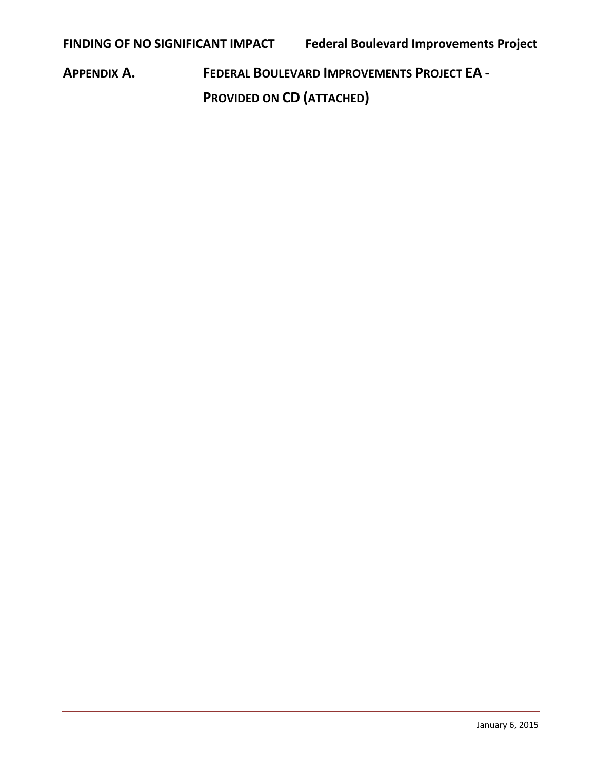# APPENDIX A. FEDERAL BOULEVARD IMPROVEMENTS PROJECT EA - PROVIDED ON CD (ATTACHED)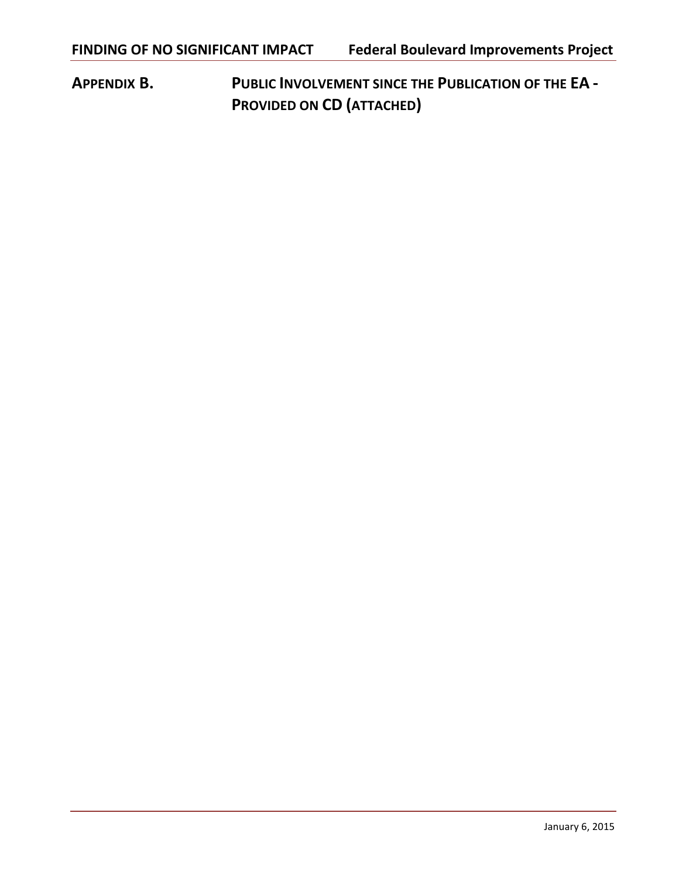# APPENDIX B. PUBLIC INVOLVEMENT SINCE THE PUBLICATION OF THE EA - PROVIDED ON CD (ATTACHED)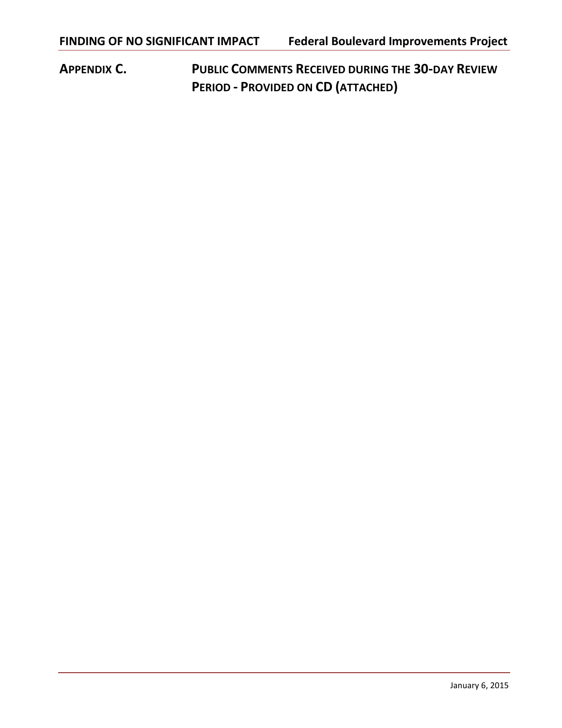## APPENDIX C. PUBLIC COMMENTS RECEIVED DURING THE 30-DAY REVIEW PERIOD - PROVIDED ON CD (ATTACHED)